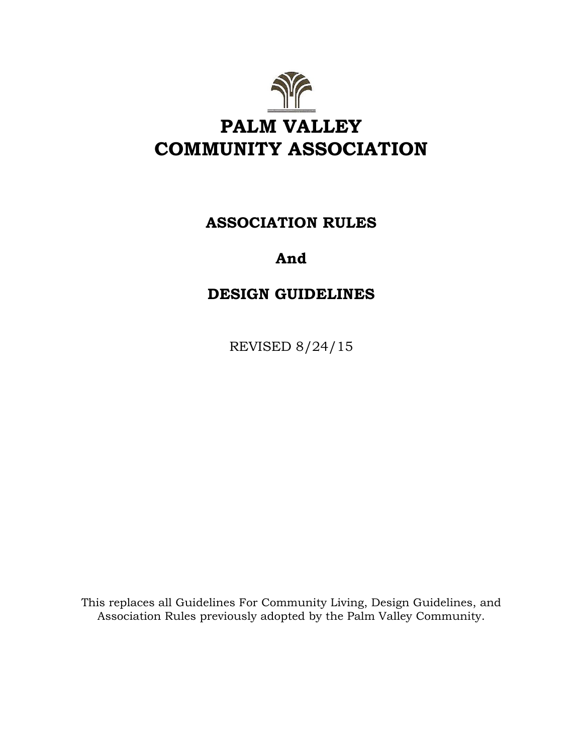# PALM VALLEY COMMUNITY ASSOCIATION

## ASSOCIATION RULES

## And

## DESIGN GUIDELINES

REVISED 8/24/15

This replaces all Guidelines For Community Living, Design Guidelines, and Association Rules previously adopted by the Palm Valley Community.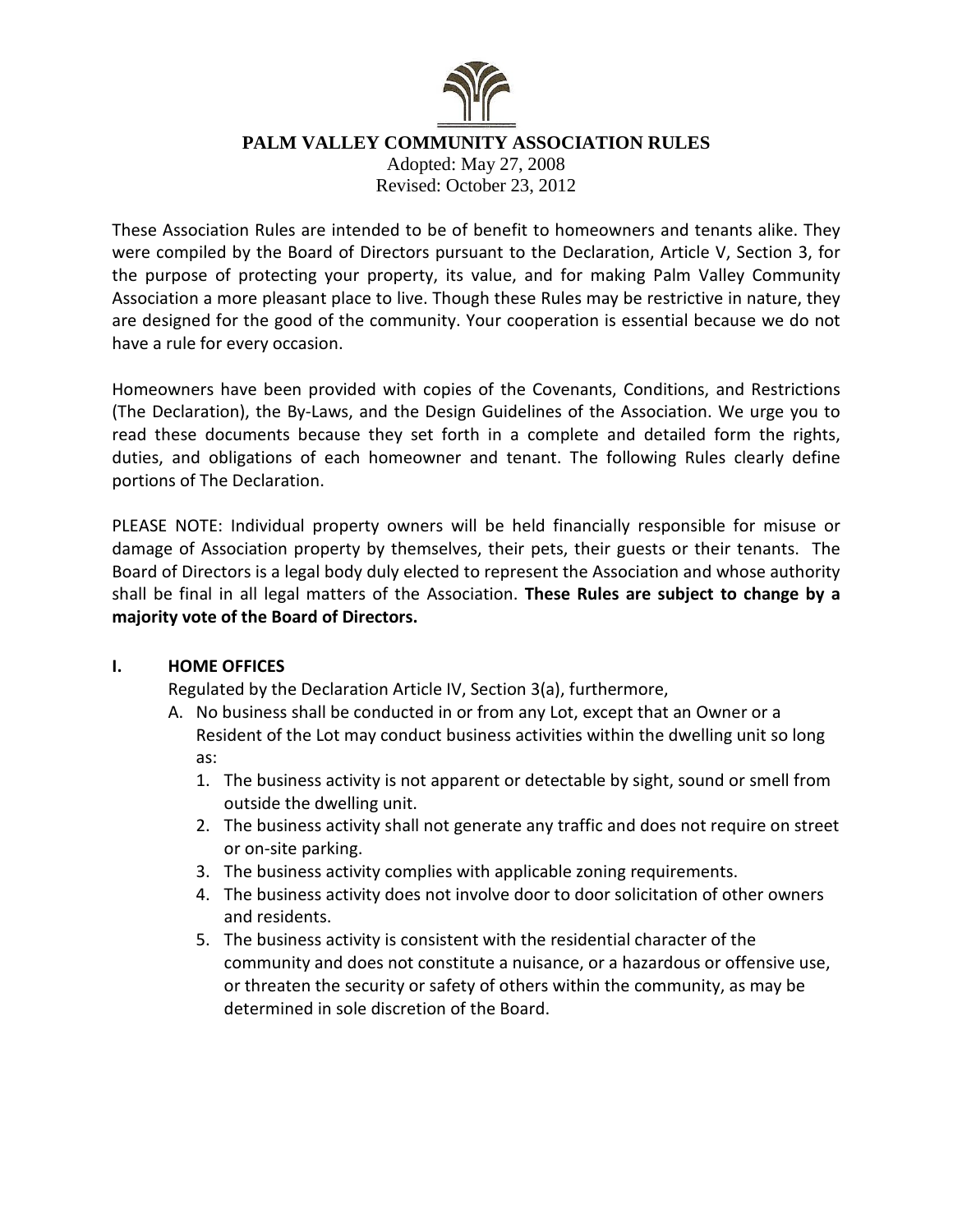# PALM VALLEY COMMUNITY ASSOCIATION RULES

Adopted: May 27, 2008
Revised: October 23, 2012

These Association Rules are intended to be of benefit to homeowners and tenants alike. They were compiled by the Board of Directors pursuant to the Declaration, Article V, Section 3, for the purpose of protecting your property, its value, and for making Palm Valley Community Association a more pleasant place to live. Though these Rules may be restrictive in nature, they are designed for the good of the community. Your cooperation is essential because we do not have a rule for every occasion.

Homeowners have been provided with copies of the Covenants, Conditions, and Restrictions (The Declaration), the By-Laws, and the Design Guidelines of the Association. We urge you to read these documents because they set forth in a complete and detailed form the rights, duties, and obligations of each homeowner and tenant. The following Rules clearly define portions of The Declaration.

PLEASE NOTE: Individual property owners will be held financially responsible for misuse or damage of Association property by themselves, their pets, their guests or their tenants. The Board of Directors is a legal body duly elected to represent the Association and whose authority shall be final in all legal matters of the Association. **These Rules are subject to change by a majority vote of the Board of Directors.**

## I. HOME OFFICES

Regulated by the Declaration Article IV, Section 3(a), furthermore,

A. No business shall be conducted in or from any Lot, except that an Owner or a Resident of the Lot may conduct business activities within the dwelling unit so long as:

1. The business activity is not apparent or detectable by sight, sound or smell from outside the dwelling unit.
2. The business activity shall not generate any traffic and does not require on street or on-site parking.
3. The business activity complies with applicable zoning requirements.
4. The business activity does not involve door to door solicitation of other owners and residents.
5. The business activity is consistent with the residential character of the community and does not constitute a nuisance, or a hazardous or offensive use, or threaten the security or safety of others within the community, as may be determined in sole discretion of the Board.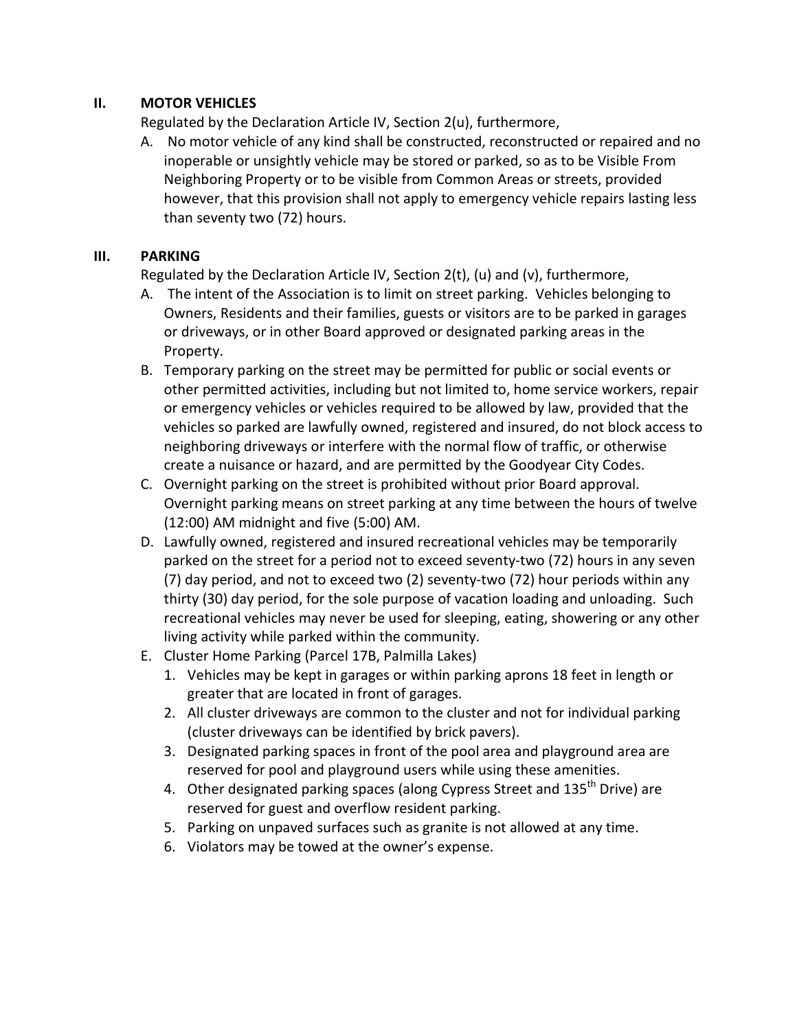## II. MOTOR VEHICLES

Regulated by the Declaration Article IV, Section 2(u), furthermore,

A. No motor vehicle of any kind shall be constructed, reconstructed or repaired and no inoperable or unsightly vehicle may be stored or parked, so as to be Visible From Neighboring Property or to be visible from Common Areas or streets, provided however, that this provision shall not apply to emergency vehicle repairs lasting less than seventy two (72) hours.

## III. PARKING

Regulated by the Declaration Article IV, Section 2(t), (u) and (v), furthermore,

A. The intent of the Association is to limit on street parking. Vehicles belonging to Owners, Residents and their families, guests or visitors are to be parked in garages or driveways, or in other Board approved or designated parking areas in the Property.

B. Temporary parking on the street may be permitted for public or social events or other permitted activities, including but not limited to, home service workers, repair or emergency vehicles or vehicles required to be allowed by law, provided that the vehicles so parked are lawfully owned, registered and insured, do not block access to neighboring driveways or interfere with the normal flow of traffic, or otherwise create a nuisance or hazard, and are permitted by the Goodyear City Codes.

C. Overnight parking on the street is prohibited without prior Board approval. Overnight parking means on street parking at any time between the hours of twelve (12:00) AM midnight and five (5:00) AM.

D. Lawfully owned, registered and insured recreational vehicles may be temporarily parked on the street for a period not to exceed seventy-two (72) hours in any seven (7) day period, and not to exceed two (2) seventy-two (72) hour periods within any thirty (30) day period, for the sole purpose of vacation loading and unloading. Such recreational vehicles may never be used for sleeping, eating, showering or any other living activity while parked within the community.

E. Cluster Home Parking (Parcel 17B, Palmilla Lakes)
   1. Vehicles may be kept in garages or within parking aprons 18 feet in length or greater that are located in front of garages.
   2. All cluster driveways are common to the cluster and not for individual parking (cluster driveways can be identified by brick pavers).
   3. Designated parking spaces in front of the pool area and playground area are reserved for pool and playground users while using these amenities.
   4. Other designated parking spaces (along Cypress Street and 135th Drive) are reserved for guest and overflow resident parking.
   5. Parking on unpaved surfaces such as granite is not allowed at any time.
   6. Violators may be towed at the owner's expense.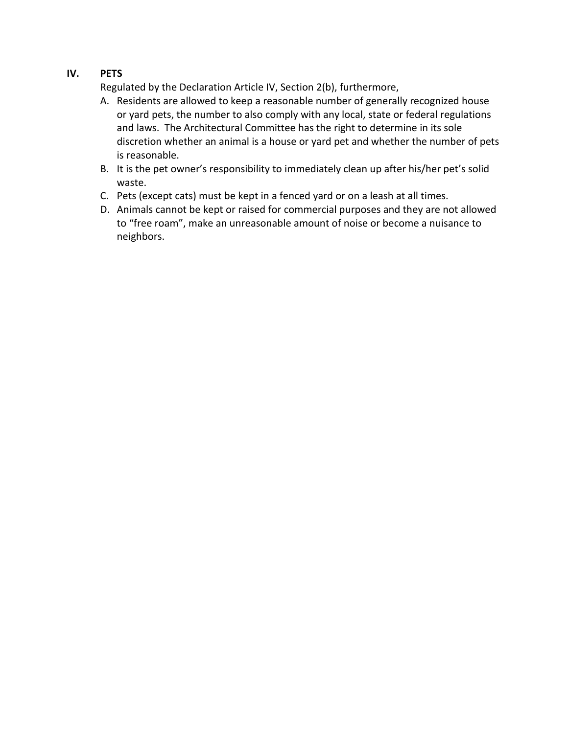## IV. PETS

Regulated by the Declaration Article IV, Section 2(b), furthermore,

A. Residents are allowed to keep a reasonable number of generally recognized house or yard pets, the number to also comply with any local, state or federal regulations and laws. The Architectural Committee has the right to determine in its sole discretion whether an animal is a house or yard pet and whether the number of pets is reasonable.
B. It is the pet owner's responsibility to immediately clean up after his/her pet's solid waste.
C. Pets (except cats) must be kept in a fenced yard or on a leash at all times.
D. Animals cannot be kept or raised for commercial purposes and they are not allowed to "free roam", make an unreasonable amount of noise or become a nuisance to neighbors.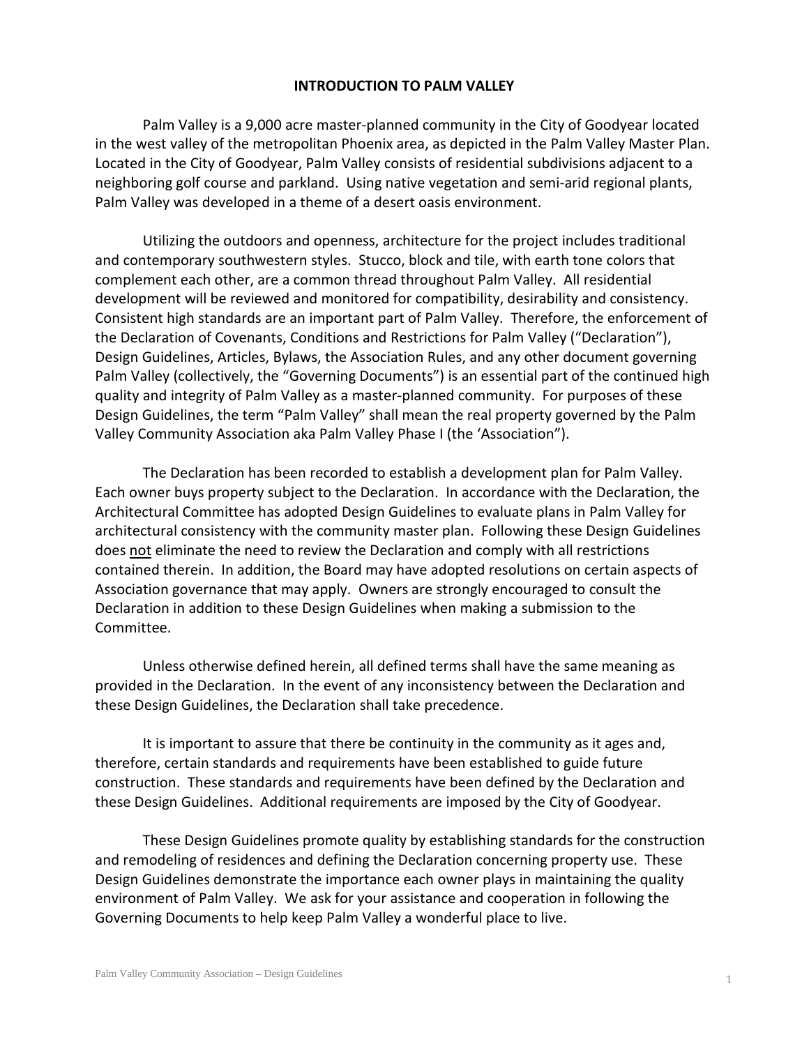# INTRODUCTION TO PALM VALLEY

Palm Valley is a 9,000 acre master-planned community in the City of Goodyear located in the west valley of the metropolitan Phoenix area, as depicted in the Palm Valley Master Plan. Located in the City of Goodyear, Palm Valley consists of residential subdivisions adjacent to a neighboring golf course and parkland. Using native vegetation and semi-arid regional plants, Palm Valley was developed in a theme of a desert oasis environment.

Utilizing the outdoors and openness, architecture for the project includes traditional and contemporary southwestern styles. Stucco, block and tile, with earth tone colors that complement each other, are a common thread throughout Palm Valley. All residential development will be reviewed and monitored for compatibility, desirability and consistency. Consistent high standards are an important part of Palm Valley. Therefore, the enforcement of the Declaration of Covenants, Conditions and Restrictions for Palm Valley ("Declaration"), Design Guidelines, Articles, Bylaws, the Association Rules, and any other document governing Palm Valley (collectively, the "Governing Documents") is an essential part of the continued high quality and integrity of Palm Valley as a master-planned community. For purposes of these Design Guidelines, the term "Palm Valley" shall mean the real property governed by the Palm Valley Community Association aka Palm Valley Phase I (the 'Association").

The Declaration has been recorded to establish a development plan for Palm Valley. Each owner buys property subject to the Declaration. In accordance with the Declaration, the Architectural Committee has adopted Design Guidelines to evaluate plans in Palm Valley for architectural consistency with the community master plan. Following these Design Guidelines does <u>not</u> eliminate the need to review the Declaration and comply with all restrictions contained therein. In addition, the Board may have adopted resolutions on certain aspects of Association governance that may apply. Owners are strongly encouraged to consult the Declaration in addition to these Design Guidelines when making a submission to the Committee.

Unless otherwise defined herein, all defined terms shall have the same meaning as provided in the Declaration. In the event of any inconsistency between the Declaration and these Design Guidelines, the Declaration shall take precedence.

It is important to assure that there be continuity in the community as it ages and, therefore, certain standards and requirements have been established to guide future construction. These standards and requirements have been defined by the Declaration and these Design Guidelines. Additional requirements are imposed by the City of Goodyear.

These Design Guidelines promote quality by establishing standards for the construction and remodeling of residences and defining the Declaration concerning property use. These Design Guidelines demonstrate the importance each owner plays in maintaining the quality environment of Palm Valley. We ask for your assistance and cooperation in following the Governing Documents to help keep Palm Valley a wonderful place to live.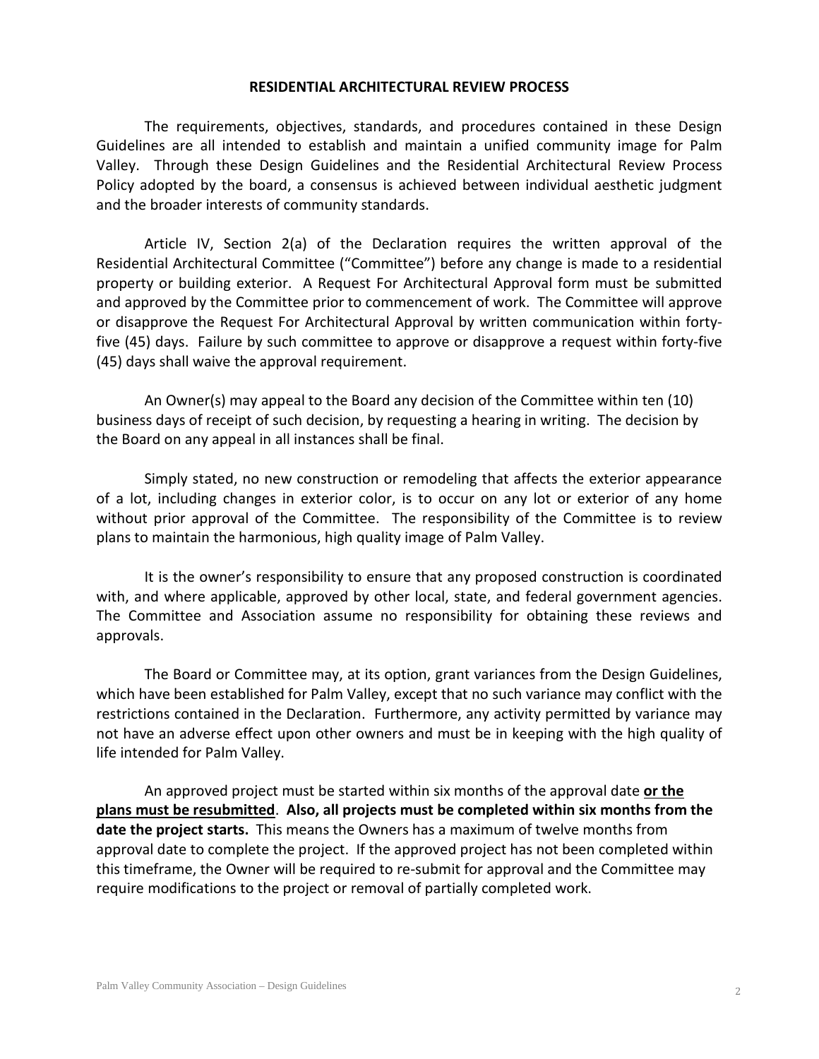## RESIDENTIAL ARCHITECTURAL REVIEW PROCESS

The requirements, objectives, standards, and procedures contained in these Design Guidelines are all intended to establish and maintain a unified community image for Palm Valley. Through these Design Guidelines and the Residential Architectural Review Process Policy adopted by the board, a consensus is achieved between individual aesthetic judgment and the broader interests of community standards.

Article IV, Section 2(a) of the Declaration requires the written approval of the Residential Architectural Committee ("Committee") before any change is made to a residential property or building exterior. A Request For Architectural Approval form must be submitted and approved by the Committee prior to commencement of work. The Committee will approve or disapprove the Request For Architectural Approval by written communication within forty-five (45) days. Failure by such committee to approve or disapprove a request within forty-five (45) days shall waive the approval requirement.

An Owner(s) may appeal to the Board any decision of the Committee within ten (10) business days of receipt of such decision, by requesting a hearing in writing. The decision by the Board on any appeal in all instances shall be final.

Simply stated, no new construction or remodeling that affects the exterior appearance of a lot, including changes in exterior color, is to occur on any lot or exterior of any home without prior approval of the Committee. The responsibility of the Committee is to review plans to maintain the harmonious, high quality image of Palm Valley.

It is the owner's responsibility to ensure that any proposed construction is coordinated with, and where applicable, approved by other local, state, and federal government agencies. The Committee and Association assume no responsibility for obtaining these reviews and approvals.

The Board or Committee may, at its option, grant variances from the Design Guidelines, which have been established for Palm Valley, except that no such variance may conflict with the restrictions contained in the Declaration. Furthermore, any activity permitted by variance may not have an adverse effect upon other owners and must be in keeping with the high quality of life intended for Palm Valley.

An approved project must be started within six months of the approval date **or the plans must be resubmitted**. **Also, all projects must be completed within six months from the date the project starts.** This means the Owners has a maximum of twelve months from approval date to complete the project. If the approved project has not been completed within this timeframe, the Owner will be required to re-submit for approval and the Committee may require modifications to the project or removal of partially completed work.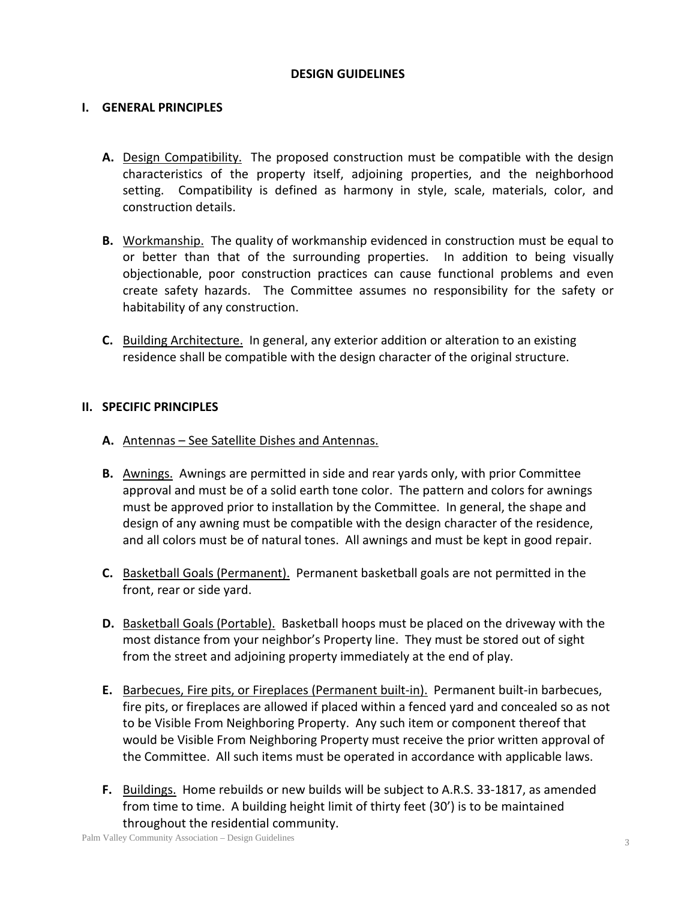# DESIGN GUIDELINES

## I. GENERAL PRINCIPLES

**A.** Design Compatibility. The proposed construction must be compatible with the design characteristics of the property itself, adjoining properties, and the neighborhood setting. Compatibility is defined as harmony in style, scale, materials, color, and construction details.

**B.** Workmanship. The quality of workmanship evidenced in construction must be equal to or better than that of the surrounding properties. In addition to being visually objectionable, poor construction practices can cause functional problems and even create safety hazards. The Committee assumes no responsibility for the safety or habitability of any construction.

**C.** Building Architecture. In general, any exterior addition or alteration to an existing residence shall be compatible with the design character of the original structure.

## II. SPECIFIC PRINCIPLES

**A.** Antennas – See Satellite Dishes and Antennas.

**B.** Awnings. Awnings are permitted in side and rear yards only, with prior Committee approval and must be of a solid earth tone color. The pattern and colors for awnings must be approved prior to installation by the Committee. In general, the shape and design of any awning must be compatible with the design character of the residence, and all colors must be of natural tones. All awnings and must be kept in good repair.

**C.** Basketball Goals (Permanent). Permanent basketball goals are not permitted in the front, rear or side yard.

**D.** Basketball Goals (Portable). Basketball hoops must be placed on the driveway with the most distance from your neighbor's Property line. They must be stored out of sight from the street and adjoining property immediately at the end of play.

**E.** Barbecues, Fire pits, or Fireplaces (Permanent built-in). Permanent built-in barbecues, fire pits, or fireplaces are allowed if placed within a fenced yard and concealed so as not to be Visible From Neighboring Property. Any such item or component thereof that would be Visible From Neighboring Property must receive the prior written approval of the Committee. All such items must be operated in accordance with applicable laws.

**F.** Buildings. Home rebuilds or new builds will be subject to A.R.S. 33-1817, as amended from time to time. A building height limit of thirty feet (30') is to be maintained throughout the residential community.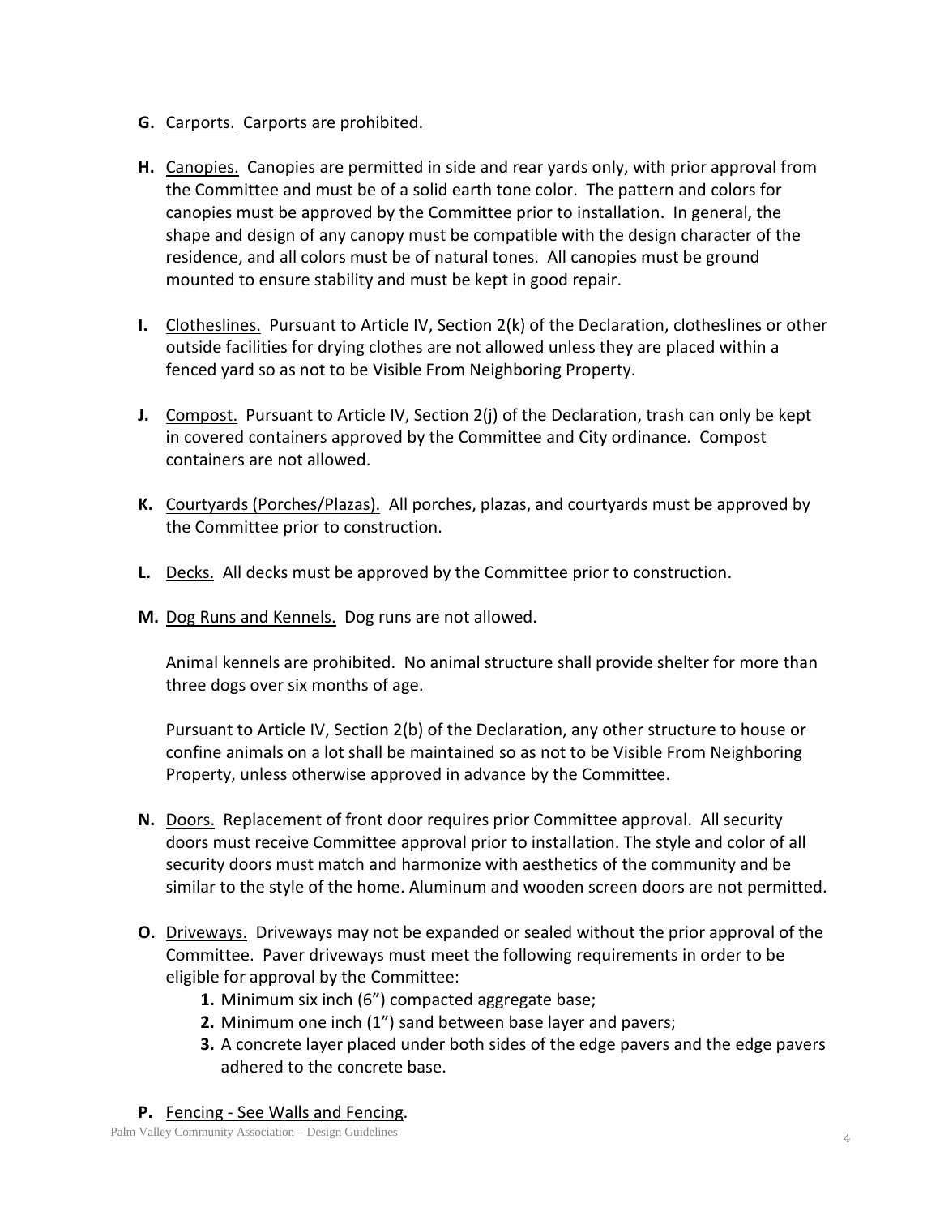**G.** Carports. Carports are prohibited.

**H.** Canopies. Canopies are permitted in side and rear yards only, with prior approval from the Committee and must be of a solid earth tone color. The pattern and colors for canopies must be approved by the Committee prior to installation. In general, the shape and design of any canopy must be compatible with the design character of the residence, and all colors must be of natural tones. All canopies must be ground mounted to ensure stability and must be kept in good repair.

**I.** Clotheslines. Pursuant to Article IV, Section 2(k) of the Declaration, clotheslines or other outside facilities for drying clothes are not allowed unless they are placed within a fenced yard so as not to be Visible From Neighboring Property.

**J.** Compost. Pursuant to Article IV, Section 2(j) of the Declaration, trash can only be kept in covered containers approved by the Committee and City ordinance. Compost containers are not allowed.

**K.** Courtyards (Porches/Plazas). All porches, plazas, and courtyards must be approved by the Committee prior to construction.

**L.** Decks. All decks must be approved by the Committee prior to construction.

**M.** Dog Runs and Kennels. Dog runs are not allowed.

Animal kennels are prohibited. No animal structure shall provide shelter for more than three dogs over six months of age.

Pursuant to Article IV, Section 2(b) of the Declaration, any other structure to house or confine animals on a lot shall be maintained so as not to be Visible From Neighboring Property, unless otherwise approved in advance by the Committee.

**N.** Doors. Replacement of front door requires prior Committee approval. All security doors must receive Committee approval prior to installation. The style and color of all security doors must match and harmonize with aesthetics of the community and be similar to the style of the home. Aluminum and wooden screen doors are not permitted.

**O.** Driveways. Driveways may not be expanded or sealed without the prior approval of the Committee. Paver driveways must meet the following requirements in order to be eligible for approval by the Committee:

1. Minimum six inch (6") compacted aggregate base;
2. Minimum one inch (1") sand between base layer and pavers;
3. A concrete layer placed under both sides of the edge pavers and the edge pavers adhered to the concrete base.

**P.** Fencing - See Walls and Fencing.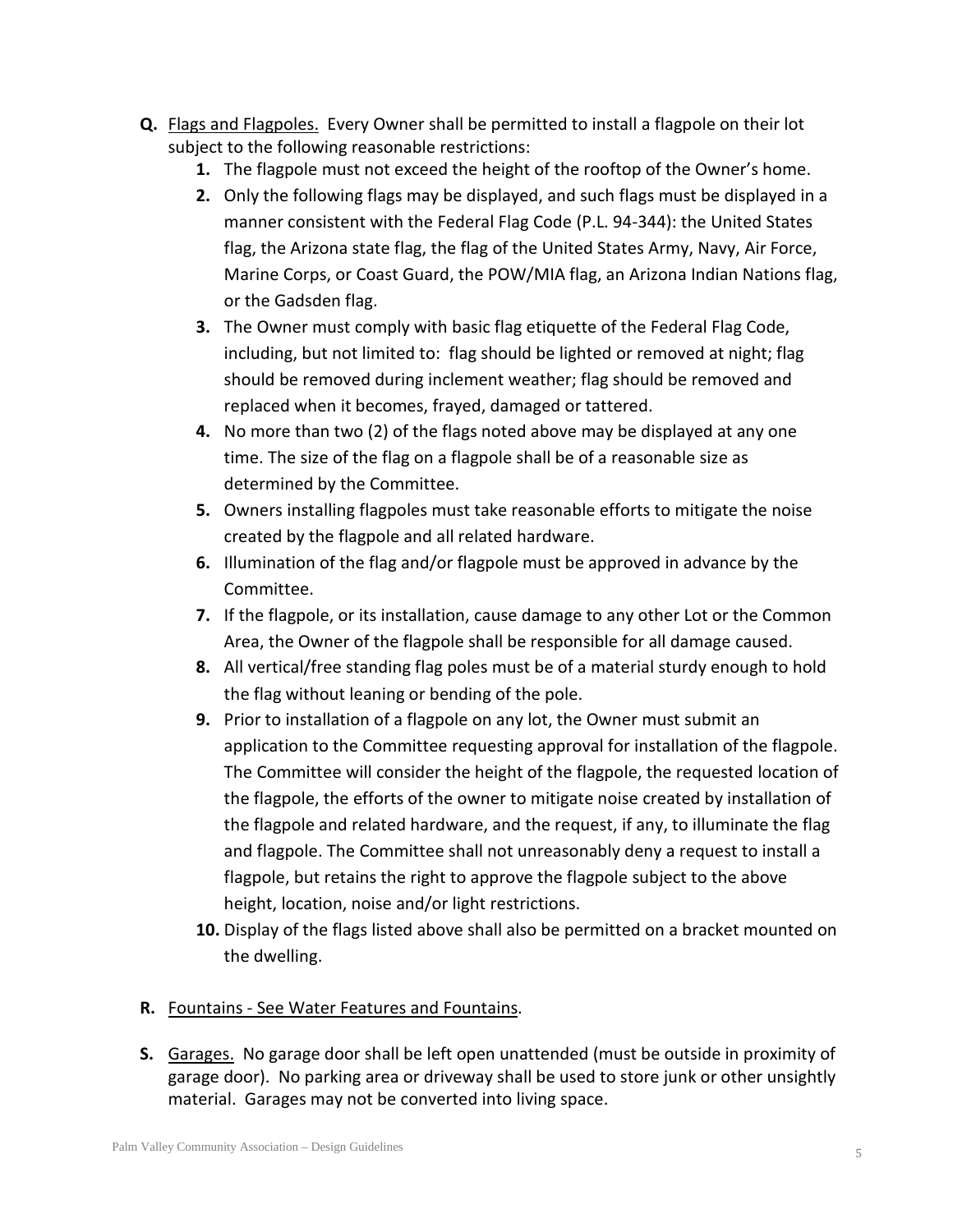**Q.** Flags and Flagpoles. Every Owner shall be permitted to install a flagpole on their lot subject to the following reasonable restrictions:

1. The flagpole must not exceed the height of the rooftop of the Owner's home.
2. Only the following flags may be displayed, and such flags must be displayed in a manner consistent with the Federal Flag Code (P.L. 94-344): the United States flag, the Arizona state flag, the flag of the United States Army, Navy, Air Force, Marine Corps, or Coast Guard, the POW/MIA flag, an Arizona Indian Nations flag, or the Gadsden flag.
3. The Owner must comply with basic flag etiquette of the Federal Flag Code, including, but not limited to: flag should be lighted or removed at night; flag should be removed during inclement weather; flag should be removed and replaced when it becomes, frayed, damaged or tattered.
4. No more than two (2) of the flags noted above may be displayed at any one time. The size of the flag on a flagpole shall be of a reasonable size as determined by the Committee.
5. Owners installing flagpoles must take reasonable efforts to mitigate the noise created by the flagpole and all related hardware.
6. Illumination of the flag and/or flagpole must be approved in advance by the Committee.
7. If the flagpole, or its installation, cause damage to any other Lot or the Common Area, the Owner of the flagpole shall be responsible for all damage caused.
8. All vertical/free standing flag poles must be of a material sturdy enough to hold the flag without leaning or bending of the pole.
9. Prior to installation of a flagpole on any lot, the Owner must submit an application to the Committee requesting approval for installation of the flagpole. The Committee will consider the height of the flagpole, the requested location of the flagpole, the efforts of the owner to mitigate noise created by installation of the flagpole and related hardware, and the request, if any, to illuminate the flag and flagpole. The Committee shall not unreasonably deny a request to install a flagpole, but retains the right to approve the flagpole subject to the above height, location, noise and/or light restrictions.
10. Display of the flags listed above shall also be permitted on a bracket mounted on the dwelling.

**R.** Fountains - See Water Features and Fountains.

**S.** Garages. No garage door shall be left open unattended (must be outside in proximity of garage door). No parking area or driveway shall be used to store junk or other unsightly material. Garages may not be converted into living space.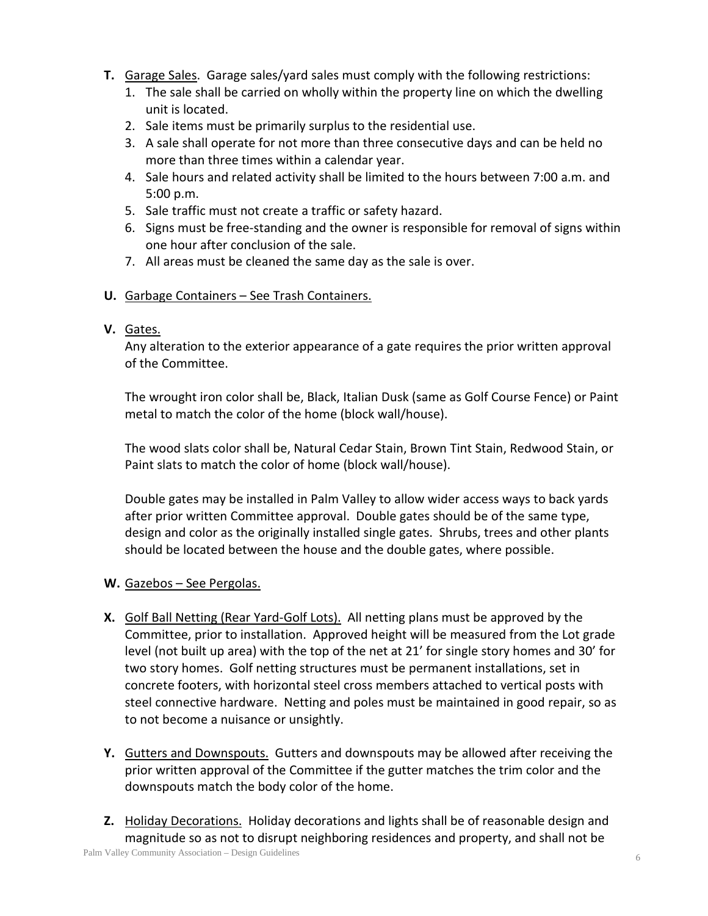**T.** Garage Sales. Garage sales/yard sales must comply with the following restrictions:

1. The sale shall be carried on wholly within the property line on which the dwelling unit is located.
2. Sale items must be primarily surplus to the residential use.
3. A sale shall operate for not more than three consecutive days and can be held no more than three times within a calendar year.
4. Sale hours and related activity shall be limited to the hours between 7:00 a.m. and 5:00 p.m.
5. Sale traffic must not create a traffic or safety hazard.
6. Signs must be free-standing and the owner is responsible for removal of signs within one hour after conclusion of the sale.
7. All areas must be cleaned the same day as the sale is over.

**U.** Garbage Containers – See Trash Containers.

**V.** Gates.

Any alteration to the exterior appearance of a gate requires the prior written approval of the Committee.

The wrought iron color shall be, Black, Italian Dusk (same as Golf Course Fence) or Paint metal to match the color of the home (block wall/house).

The wood slats color shall be, Natural Cedar Stain, Brown Tint Stain, Redwood Stain, or Paint slats to match the color of home (block wall/house).

Double gates may be installed in Palm Valley to allow wider access ways to back yards after prior written Committee approval. Double gates should be of the same type, design and color as the originally installed single gates. Shrubs, trees and other plants should be located between the house and the double gates, where possible.

**W.** Gazebos – See Pergolas.

**X.** Golf Ball Netting (Rear Yard-Golf Lots). All netting plans must be approved by the Committee, prior to installation. Approved height will be measured from the Lot grade level (not built up area) with the top of the net at 21' for single story homes and 30' for two story homes. Golf netting structures must be permanent installations, set in concrete footers, with horizontal steel cross members attached to vertical posts with steel connective hardware. Netting and poles must be maintained in good repair, so as to not become a nuisance or unsightly.

**Y.** Gutters and Downspouts. Gutters and downspouts may be allowed after receiving the prior written approval of the Committee if the gutter matches the trim color and the downspouts match the body color of the home.

**Z.** Holiday Decorations. Holiday decorations and lights shall be of reasonable design and magnitude so as not to disrupt neighboring residences and property, and shall not be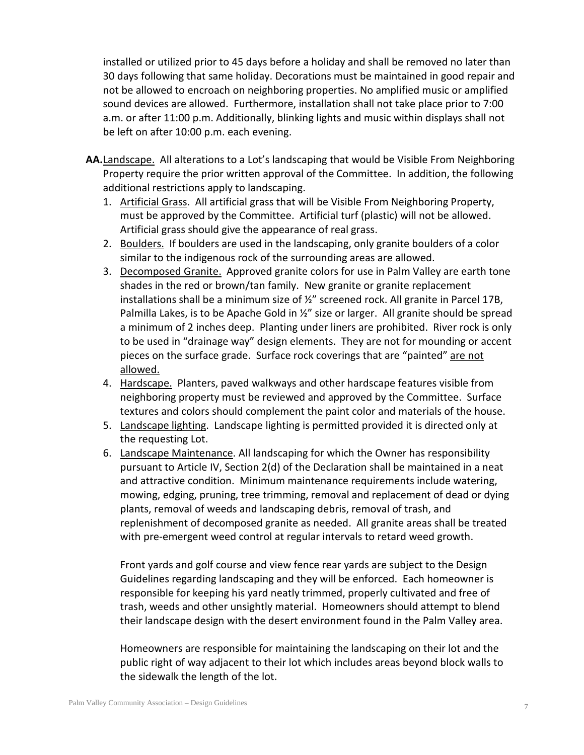installed or utilized prior to 45 days before a holiday and shall be removed no later than 30 days following that same holiday. Decorations must be maintained in good repair and not be allowed to encroach on neighboring properties. No amplified music or amplified sound devices are allowed. Furthermore, installation shall not take place prior to 7:00 a.m. or after 11:00 p.m. Additionally, blinking lights and music within displays shall not be left on after 10:00 p.m. each evening.

**AA.** Landscape. All alterations to a Lot's landscaping that would be Visible From Neighboring Property require the prior written approval of the Committee. In addition, the following additional restrictions apply to landscaping.

1. Artificial Grass. All artificial grass that will be Visible From Neighboring Property, must be approved by the Committee. Artificial turf (plastic) will not be allowed. Artificial grass should give the appearance of real grass.
2. Boulders. If boulders are used in the landscaping, only granite boulders of a color similar to the indigenous rock of the surrounding areas are allowed.
3. Decomposed Granite. Approved granite colors for use in Palm Valley are earth tone shades in the red or brown/tan family. New granite or granite replacement installations shall be a minimum size of ½" screened rock. All granite in Parcel 17B, Palmilla Lakes, is to be Apache Gold in ½" size or larger. All granite should be spread a minimum of 2 inches deep. Planting under liners are prohibited. River rock is only to be used in "drainage way" design elements. They are not for mounding or accent pieces on the surface grade. Surface rock coverings that are "painted" are not allowed.
4. Hardscape. Planters, paved walkways and other hardscape features visible from neighboring property must be reviewed and approved by the Committee. Surface textures and colors should complement the paint color and materials of the house.
5. Landscape lighting. Landscape lighting is permitted provided it is directed only at the requesting Lot.
6. Landscape Maintenance. All landscaping for which the Owner has responsibility pursuant to Article IV, Section 2(d) of the Declaration shall be maintained in a neat and attractive condition. Minimum maintenance requirements include watering, mowing, edging, pruning, tree trimming, removal and replacement of dead or dying plants, removal of weeds and landscaping debris, removal of trash, and replenishment of decomposed granite as needed. All granite areas shall be treated with pre-emergent weed control at regular intervals to retard weed growth.

   Front yards and golf course and view fence rear yards are subject to the Design Guidelines regarding landscaping and they will be enforced. Each homeowner is responsible for keeping his yard neatly trimmed, properly cultivated and free of trash, weeds and other unsightly material. Homeowners should attempt to blend their landscape design with the desert environment found in the Palm Valley area.

   Homeowners are responsible for maintaining the landscaping on their lot and the public right of way adjacent to their lot which includes areas beyond block walls to the sidewalk the length of the lot.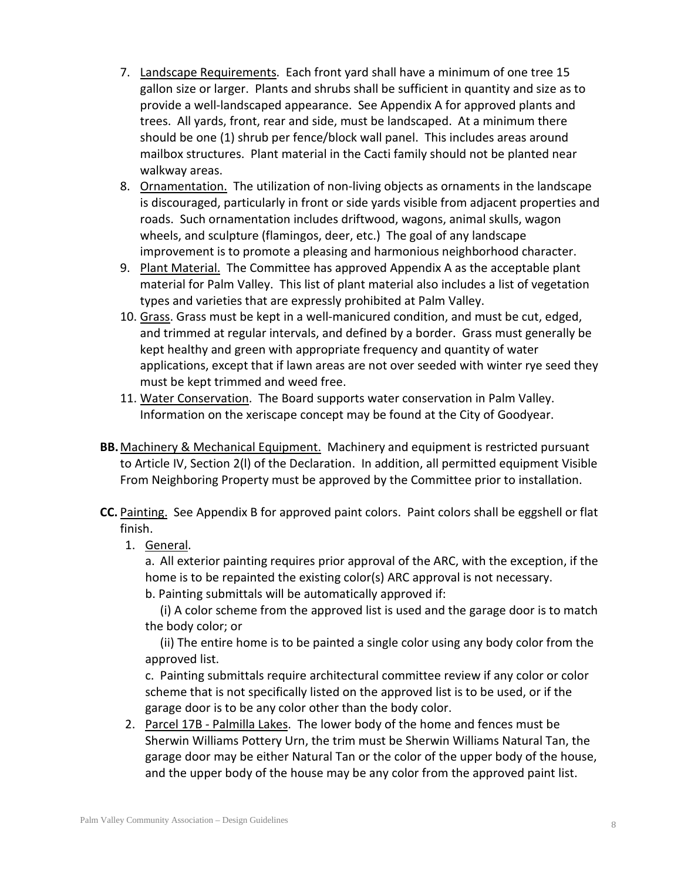7. Landscape Requirements. Each front yard shall have a minimum of one tree 15 gallon size or larger. Plants and shrubs shall be sufficient in quantity and size as to provide a well-landscaped appearance. See Appendix A for approved plants and trees. All yards, front, rear and side, must be landscaped. At a minimum there should be one (1) shrub per fence/block wall panel. This includes areas around mailbox structures. Plant material in the Cacti family should not be planted near walkway areas.
8. Ornamentation. The utilization of non-living objects as ornaments in the landscape is discouraged, particularly in front or side yards visible from adjacent properties and roads. Such ornamentation includes driftwood, wagons, animal skulls, wagon wheels, and sculpture (flamingos, deer, etc.) The goal of any landscape improvement is to promote a pleasing and harmonious neighborhood character.
9. Plant Material. The Committee has approved Appendix A as the acceptable plant material for Palm Valley. This list of plant material also includes a list of vegetation types and varieties that are expressly prohibited at Palm Valley.
10. Grass. Grass must be kept in a well-manicured condition, and must be cut, edged, and trimmed at regular intervals, and defined by a border. Grass must generally be kept healthy and green with appropriate frequency and quantity of water applications, except that if lawn areas are not over seeded with winter rye seed they must be kept trimmed and weed free.
11. Water Conservation. The Board supports water conservation in Palm Valley. Information on the xeriscape concept may be found at the City of Goodyear.

**BB.** Machinery & Mechanical Equipment. Machinery and equipment is restricted pursuant to Article IV, Section 2(l) of the Declaration. In addition, all permitted equipment Visible From Neighboring Property must be approved by the Committee prior to installation.

**CC.** Painting. See Appendix B for approved paint colors. Paint colors shall be eggshell or flat finish.

1. General.

   a. All exterior painting requires prior approval of the ARC, with the exception, if the home is to be repainted the existing color(s) ARC approval is not necessary.

   b. Painting submittals will be automatically approved if:

   (i) A color scheme from the approved list is used and the garage door is to match the body color; or

   (ii) The entire home is to be painted a single color using any body color from the approved list.

   c. Painting submittals require architectural committee review if any color or color scheme that is not specifically listed on the approved list is to be used, or if the garage door is to be any color other than the body color.

2. Parcel 17B - Palmilla Lakes. The lower body of the home and fences must be Sherwin Williams Pottery Urn, the trim must be Sherwin Williams Natural Tan, the garage door may be either Natural Tan or the color of the upper body of the house, and the upper body of the house may be any color from the approved paint list.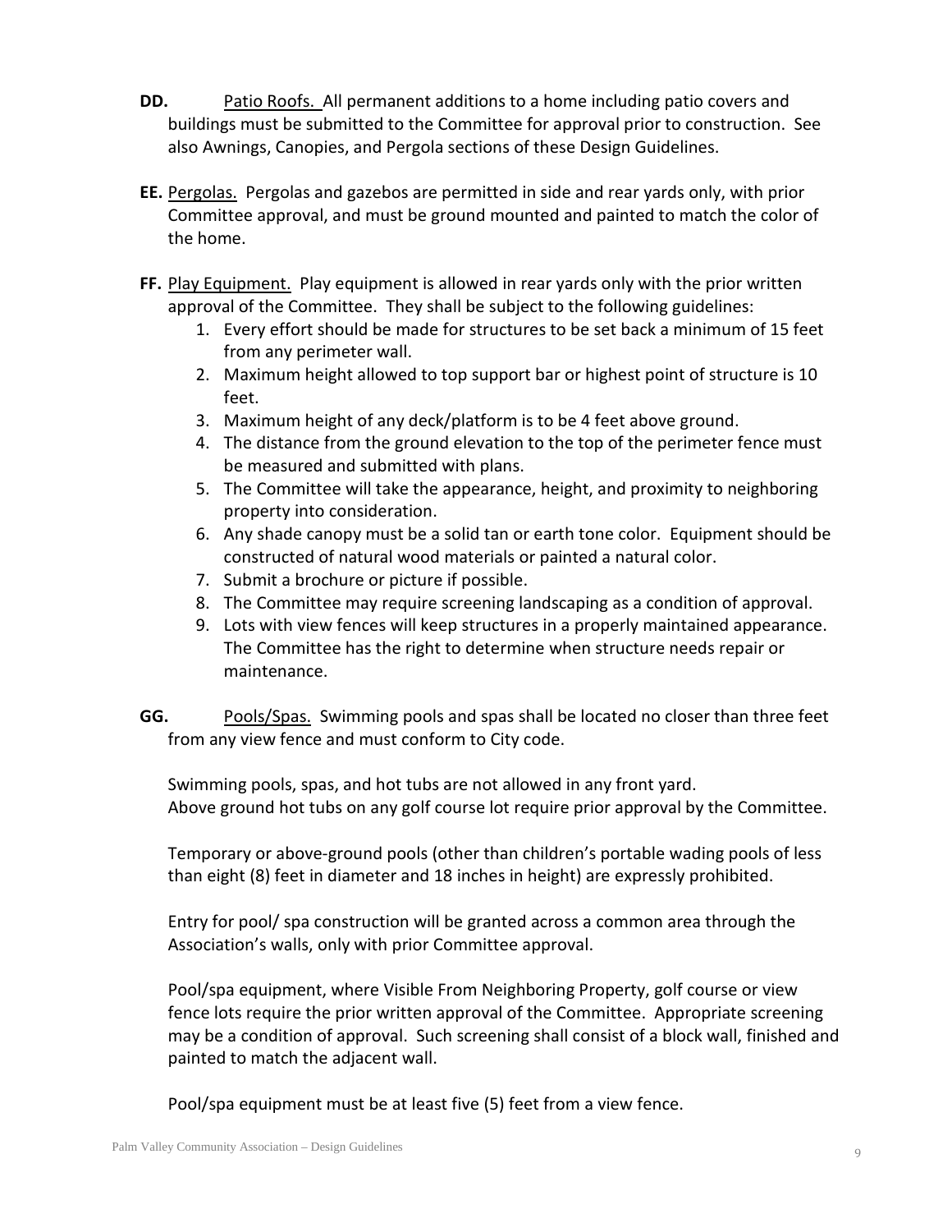**DD.** Patio Roofs. All permanent additions to a home including patio covers and buildings must be submitted to the Committee for approval prior to construction. See also Awnings, Canopies, and Pergola sections of these Design Guidelines.

**EE.** Pergolas. Pergolas and gazebos are permitted in side and rear yards only, with prior Committee approval, and must be ground mounted and painted to match the color of the home.

**FF.** Play Equipment. Play equipment is allowed in rear yards only with the prior written approval of the Committee. They shall be subject to the following guidelines:

1. Every effort should be made for structures to be set back a minimum of 15 feet from any perimeter wall.
2. Maximum height allowed to top support bar or highest point of structure is 10 feet.
3. Maximum height of any deck/platform is to be 4 feet above ground.
4. The distance from the ground elevation to the top of the perimeter fence must be measured and submitted with plans.
5. The Committee will take the appearance, height, and proximity to neighboring property into consideration.
6. Any shade canopy must be a solid tan or earth tone color. Equipment should be constructed of natural wood materials or painted a natural color.
7. Submit a brochure or picture if possible.
8. The Committee may require screening landscaping as a condition of approval.
9. Lots with view fences will keep structures in a properly maintained appearance. The Committee has the right to determine when structure needs repair or maintenance.

**GG.** Pools/Spas. Swimming pools and spas shall be located no closer than three feet from any view fence and must conform to City code.

Swimming pools, spas, and hot tubs are not allowed in any front yard.
Above ground hot tubs on any golf course lot require prior approval by the Committee.

Temporary or above-ground pools (other than children's portable wading pools of less than eight (8) feet in diameter and 18 inches in height) are expressly prohibited.

Entry for pool/ spa construction will be granted across a common area through the Association's walls, only with prior Committee approval.

Pool/spa equipment, where Visible From Neighboring Property, golf course or view fence lots require the prior written approval of the Committee. Appropriate screening may be a condition of approval. Such screening shall consist of a block wall, finished and painted to match the adjacent wall.

Pool/spa equipment must be at least five (5) feet from a view fence.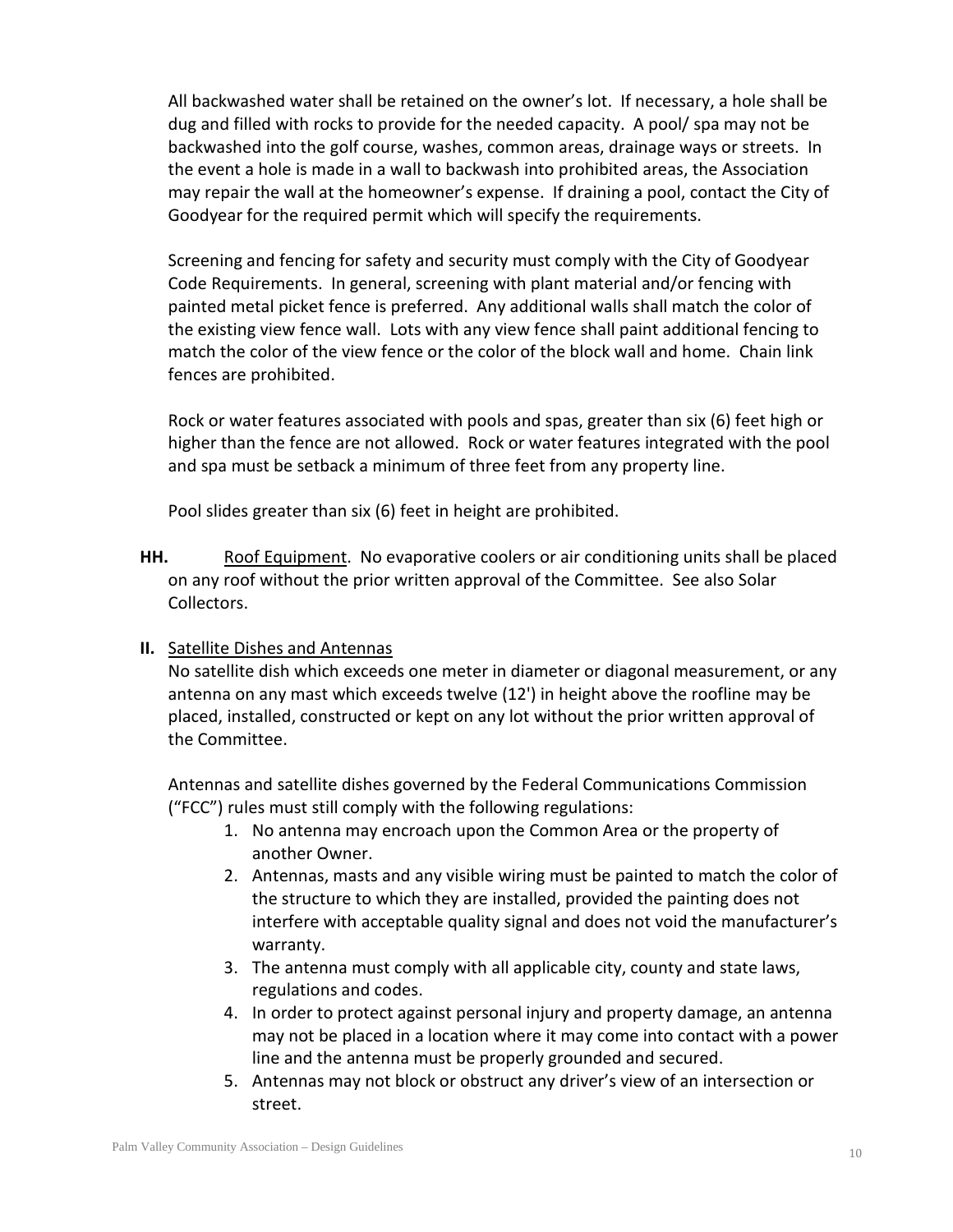All backwashed water shall be retained on the owner's lot. If necessary, a hole shall be dug and filled with rocks to provide for the needed capacity. A pool/ spa may not be backwashed into the golf course, washes, common areas, drainage ways or streets. In the event a hole is made in a wall to backwash into prohibited areas, the Association may repair the wall at the homeowner's expense. If draining a pool, contact the City of Goodyear for the required permit which will specify the requirements.

Screening and fencing for safety and security must comply with the City of Goodyear Code Requirements. In general, screening with plant material and/or fencing with painted metal picket fence is preferred. Any additional walls shall match the color of the existing view fence wall. Lots with any view fence shall paint additional fencing to match the color of the view fence or the color of the block wall and home. Chain link fences are prohibited.

Rock or water features associated with pools and spas, greater than six (6) feet high or higher than the fence are not allowed. Rock or water features integrated with the pool and spa must be setback a minimum of three feet from any property line.

Pool slides greater than six (6) feet in height are prohibited.

**HH.** Roof Equipment. No evaporative coolers or air conditioning units shall be placed on any roof without the prior written approval of the Committee. See also Solar Collectors.

**II.** Satellite Dishes and Antennas

No satellite dish which exceeds one meter in diameter or diagonal measurement, or any antenna on any mast which exceeds twelve (12') in height above the roofline may be placed, installed, constructed or kept on any lot without the prior written approval of the Committee.

Antennas and satellite dishes governed by the Federal Communications Commission ("FCC") rules must still comply with the following regulations:

1. No antenna may encroach upon the Common Area or the property of another Owner.
2. Antennas, masts and any visible wiring must be painted to match the color of the structure to which they are installed, provided the painting does not interfere with acceptable quality signal and does not void the manufacturer's warranty.
3. The antenna must comply with all applicable city, county and state laws, regulations and codes.
4. In order to protect against personal injury and property damage, an antenna may not be placed in a location where it may come into contact with a power line and the antenna must be properly grounded and secured.
5. Antennas may not block or obstruct any driver's view of an intersection or street.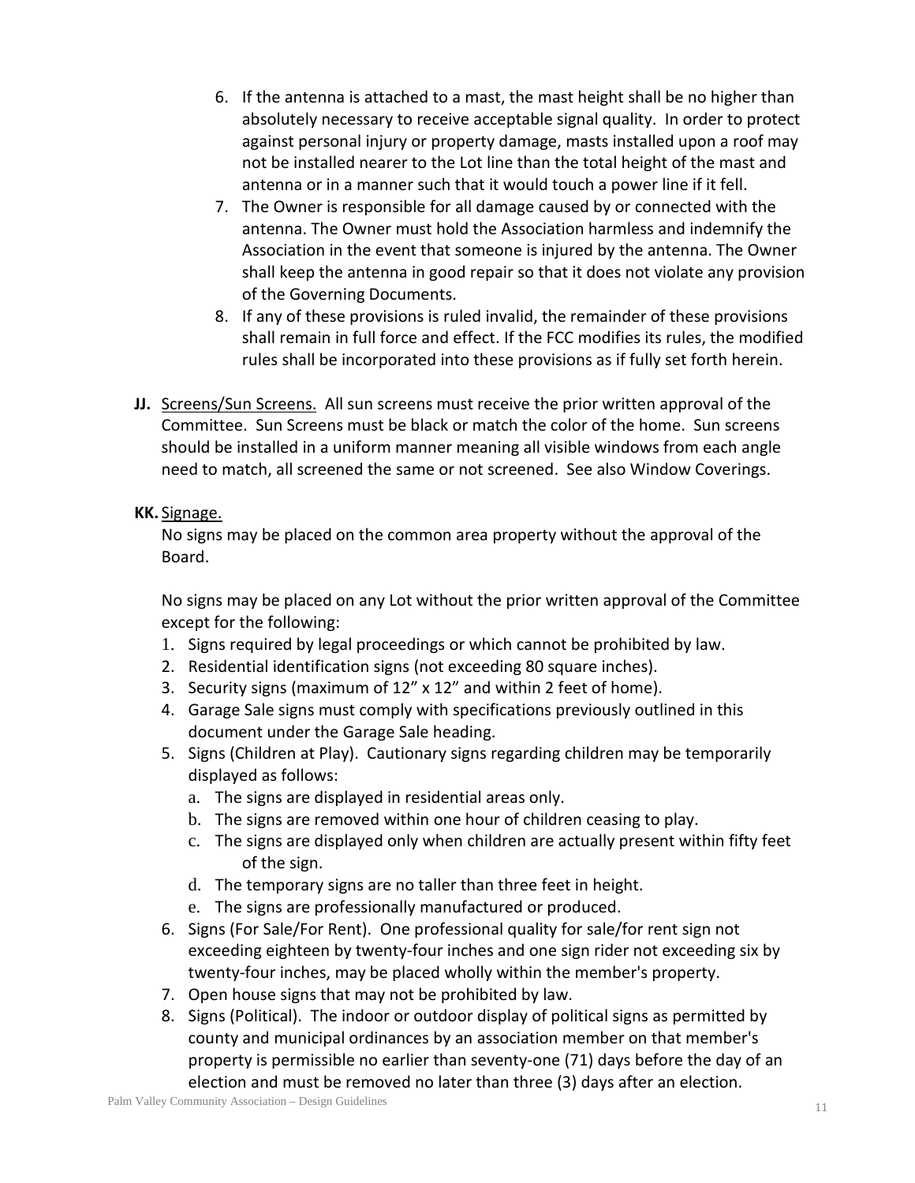6. If the antenna is attached to a mast, the mast height shall be no higher than absolutely necessary to receive acceptable signal quality. In order to protect against personal injury or property damage, masts installed upon a roof may not be installed nearer to the Lot line than the total height of the mast and antenna or in a manner such that it would touch a power line if it fell.
7. The Owner is responsible for all damage caused by or connected with the antenna. The Owner must hold the Association harmless and indemnify the Association in the event that someone is injured by the antenna. The Owner shall keep the antenna in good repair so that it does not violate any provision of the Governing Documents.
8. If any of these provisions is ruled invalid, the remainder of these provisions shall remain in full force and effect. If the FCC modifies its rules, the modified rules shall be incorporated into these provisions as if fully set forth herein.

**JJ.** Screens/Sun Screens. All sun screens must receive the prior written approval of the Committee. Sun Screens must be black or match the color of the home. Sun screens should be installed in a uniform manner meaning all visible windows from each angle need to match, all screened the same or not screened. See also Window Coverings.

**KK.** Signage.

No signs may be placed on the common area property without the approval of the Board.

No signs may be placed on any Lot without the prior written approval of the Committee except for the following:

1. Signs required by legal proceedings or which cannot be prohibited by law.
2. Residential identification signs (not exceeding 80 square inches).
3. Security signs (maximum of 12" x 12" and within 2 feet of home).
4. Garage Sale signs must comply with specifications previously outlined in this document under the Garage Sale heading.
5. Signs (Children at Play). Cautionary signs regarding children may be temporarily displayed as follows:
   a. The signs are displayed in residential areas only.
   b. The signs are removed within one hour of children ceasing to play.
   c. The signs are displayed only when children are actually present within fifty feet of the sign.
   d. The temporary signs are no taller than three feet in height.
   e. The signs are professionally manufactured or produced.
6. Signs (For Sale/For Rent). One professional quality for sale/for rent sign not exceeding eighteen by twenty-four inches and one sign rider not exceeding six by twenty-four inches, may be placed wholly within the member's property.
7. Open house signs that may not be prohibited by law.
8. Signs (Political). The indoor or outdoor display of political signs as permitted by county and municipal ordinances by an association member on that member's property is permissible no earlier than seventy-one (71) days before the day of an election and must be removed no later than three (3) days after an election.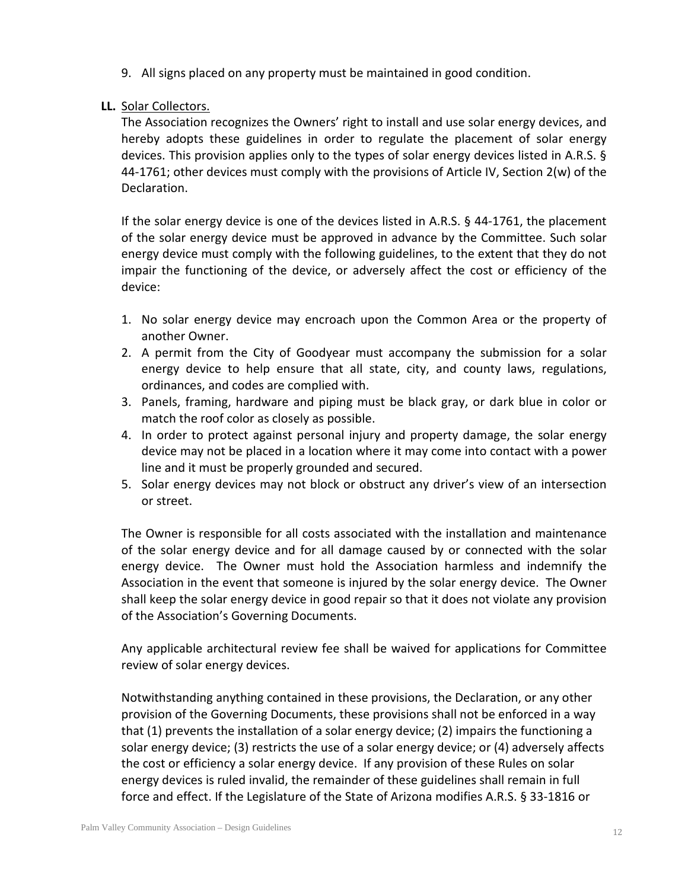9. All signs placed on any property must be maintained in good condition.

**LL.** Solar Collectors.

The Association recognizes the Owners' right to install and use solar energy devices, and hereby adopts these guidelines in order to regulate the placement of solar energy devices. This provision applies only to the types of solar energy devices listed in A.R.S. § 44-1761; other devices must comply with the provisions of Article IV, Section 2(w) of the Declaration.

If the solar energy device is one of the devices listed in A.R.S. § 44-1761, the placement of the solar energy device must be approved in advance by the Committee. Such solar energy device must comply with the following guidelines, to the extent that they do not impair the functioning of the device, or adversely affect the cost or efficiency of the device:

1. No solar energy device may encroach upon the Common Area or the property of another Owner.
2. A permit from the City of Goodyear must accompany the submission for a solar energy device to help ensure that all state, city, and county laws, regulations, ordinances, and codes are complied with.
3. Panels, framing, hardware and piping must be black gray, or dark blue in color or match the roof color as closely as possible.
4. In order to protect against personal injury and property damage, the solar energy device may not be placed in a location where it may come into contact with a power line and it must be properly grounded and secured.
5. Solar energy devices may not block or obstruct any driver's view of an intersection or street.

The Owner is responsible for all costs associated with the installation and maintenance of the solar energy device and for all damage caused by or connected with the solar energy device. The Owner must hold the Association harmless and indemnify the Association in the event that someone is injured by the solar energy device. The Owner shall keep the solar energy device in good repair so that it does not violate any provision of the Association's Governing Documents.

Any applicable architectural review fee shall be waived for applications for Committee review of solar energy devices.

Notwithstanding anything contained in these provisions, the Declaration, or any other provision of the Governing Documents, these provisions shall not be enforced in a way that (1) prevents the installation of a solar energy device; (2) impairs the functioning a solar energy device; (3) restricts the use of a solar energy device; or (4) adversely affects the cost or efficiency a solar energy device. If any provision of these Rules on solar energy devices is ruled invalid, the remainder of these guidelines shall remain in full force and effect. If the Legislature of the State of Arizona modifies A.R.S. § 33-1816 or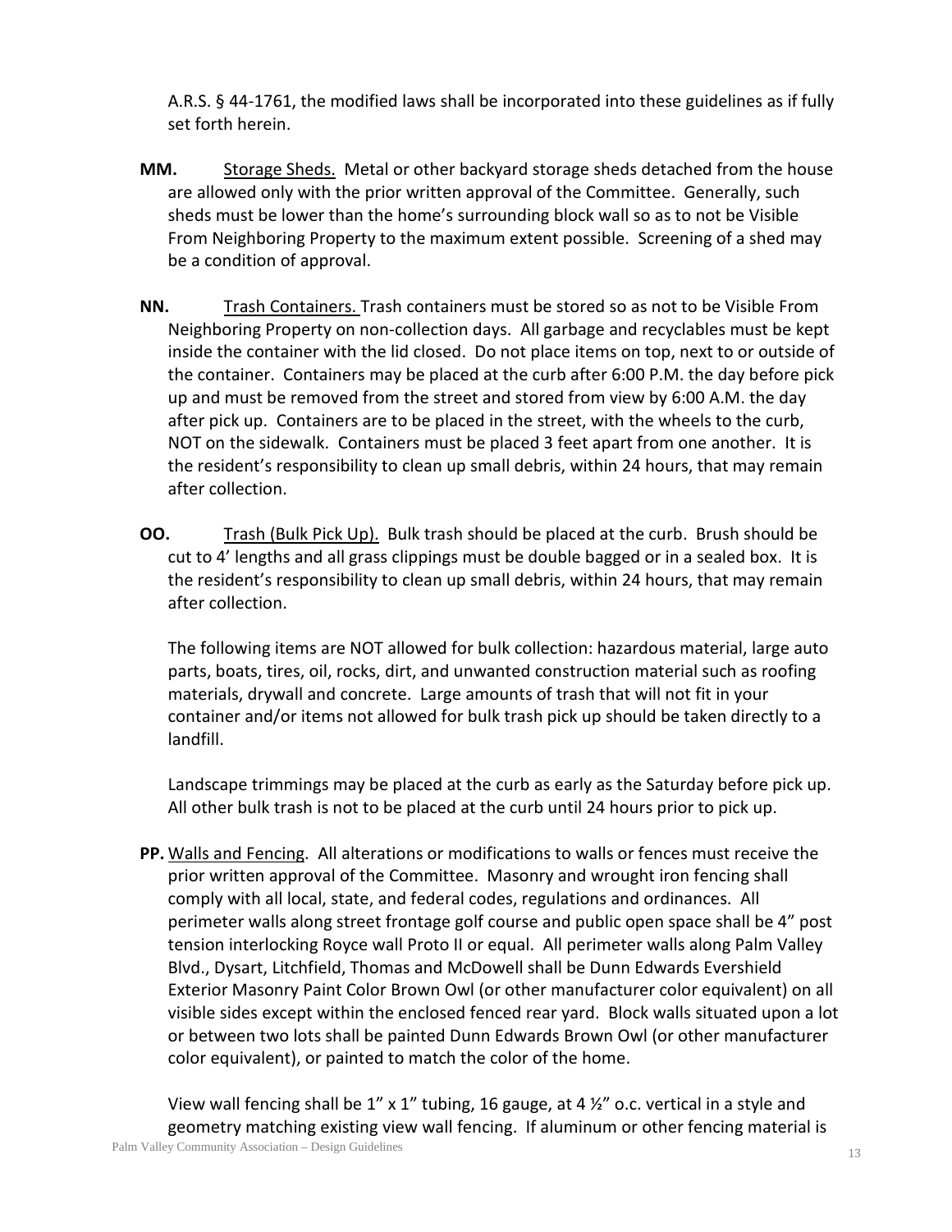A.R.S. § 44-1761, the modified laws shall be incorporated into these guidelines as if fully set forth herein.

**MM.** Storage Sheds. Metal or other backyard storage sheds detached from the house are allowed only with the prior written approval of the Committee. Generally, such sheds must be lower than the home's surrounding block wall so as to not be Visible From Neighboring Property to the maximum extent possible. Screening of a shed may be a condition of approval.

**NN.** Trash Containers. Trash containers must be stored so as not to be Visible From Neighboring Property on non-collection days. All garbage and recyclables must be kept inside the container with the lid closed. Do not place items on top, next to or outside of the container. Containers may be placed at the curb after 6:00 P.M. the day before pick up and must be removed from the street and stored from view by 6:00 A.M. the day after pick up. Containers are to be placed in the street, with the wheels to the curb, NOT on the sidewalk. Containers must be placed 3 feet apart from one another. It is the resident's responsibility to clean up small debris, within 24 hours, that may remain after collection.

**OO.** Trash (Bulk Pick Up). Bulk trash should be placed at the curb. Brush should be cut to 4' lengths and all grass clippings must be double bagged or in a sealed box. It is the resident's responsibility to clean up small debris, within 24 hours, that may remain after collection.

The following items are NOT allowed for bulk collection: hazardous material, large auto parts, boats, tires, oil, rocks, dirt, and unwanted construction material such as roofing materials, drywall and concrete. Large amounts of trash that will not fit in your container and/or items not allowed for bulk trash pick up should be taken directly to a landfill.

Landscape trimmings may be placed at the curb as early as the Saturday before pick up. All other bulk trash is not to be placed at the curb until 24 hours prior to pick up.

**PP.** Walls and Fencing. All alterations or modifications to walls or fences must receive the prior written approval of the Committee. Masonry and wrought iron fencing shall comply with all local, state, and federal codes, regulations and ordinances. All perimeter walls along street frontage golf course and public open space shall be 4" post tension interlocking Royce wall Proto II or equal. All perimeter walls along Palm Valley Blvd., Dysart, Litchfield, Thomas and McDowell shall be Dunn Edwards Evershield Exterior Masonry Paint Color Brown Owl (or other manufacturer color equivalent) on all visible sides except within the enclosed fenced rear yard. Block walls situated upon a lot or between two lots shall be painted Dunn Edwards Brown Owl (or other manufacturer color equivalent), or painted to match the color of the home.

View wall fencing shall be 1" x 1" tubing, 16 gauge, at 4 ½" o.c. vertical in a style and geometry matching existing view wall fencing. If aluminum or other fencing material is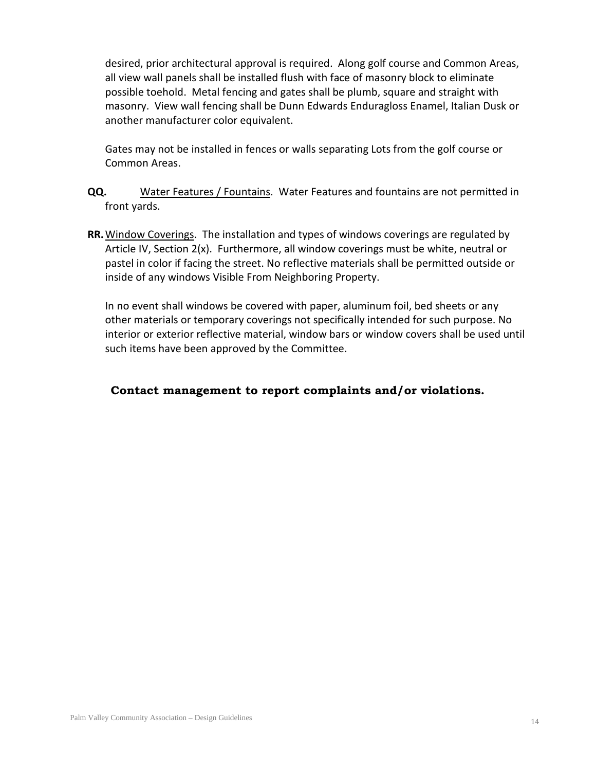desired, prior architectural approval is required. Along golf course and Common Areas, all view wall panels shall be installed flush with face of masonry block to eliminate possible toehold. Metal fencing and gates shall be plumb, square and straight with masonry. View wall fencing shall be Dunn Edwards Enduragloss Enamel, Italian Dusk or another manufacturer color equivalent.

Gates may not be installed in fences or walls separating Lots from the golf course or Common Areas.

**QQ.** Water Features / Fountains. Water Features and fountains are not permitted in front yards.

**RR.** Window Coverings. The installation and types of windows coverings are regulated by Article IV, Section 2(x). Furthermore, all window coverings must be white, neutral or pastel in color if facing the street. No reflective materials shall be permitted outside or inside of any windows Visible From Neighboring Property.

In no event shall windows be covered with paper, aluminum foil, bed sheets or any other materials or temporary coverings not specifically intended for such purpose. No interior or exterior reflective material, window bars or window covers shall be used until such items have been approved by the Committee.

**Contact management to report complaints and/or violations.**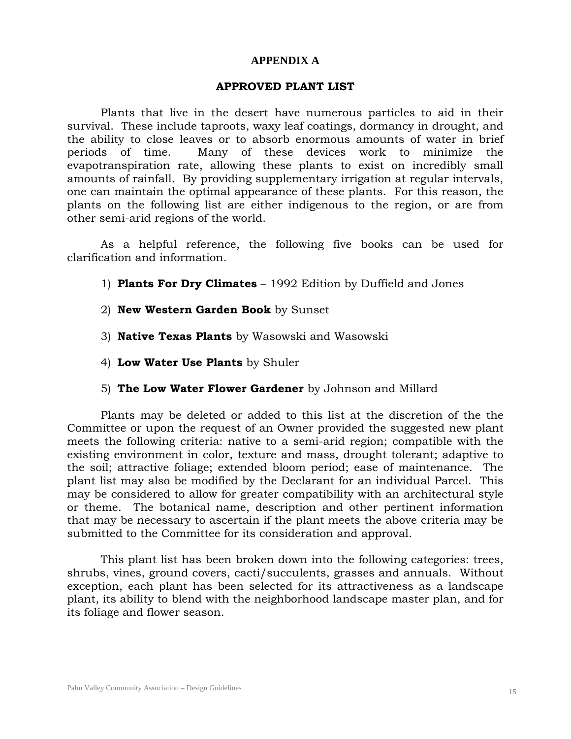# APPENDIX A

## APPROVED PLANT LIST

Plants that live in the desert have numerous particles to aid in their survival. These include taproots, waxy leaf coatings, dormancy in drought, and the ability to close leaves or to absorb enormous amounts of water in brief periods of time. Many of these devices work to minimize the evapotranspiration rate, allowing these plants to exist on incredibly small amounts of rainfall. By providing supplementary irrigation at regular intervals, one can maintain the optimal appearance of these plants. For this reason, the plants on the following list are either indigenous to the region, or are from other semi-arid regions of the world.

As a helpful reference, the following five books can be used for clarification and information.

1) **Plants For Dry Climates** – 1992 Edition by Duffield and Jones

2) **New Western Garden Book** by Sunset

3) **Native Texas Plants** by Wasowski and Wasowski

4) **Low Water Use Plants** by Shuler

5) **The Low Water Flower Gardener** by Johnson and Millard

Plants may be deleted or added to this list at the discretion of the the Committee or upon the request of an Owner provided the suggested new plant meets the following criteria: native to a semi-arid region; compatible with the existing environment in color, texture and mass, drought tolerant; adaptive to the soil; attractive foliage; extended bloom period; ease of maintenance. The plant list may also be modified by the Declarant for an individual Parcel. This may be considered to allow for greater compatibility with an architectural style or theme. The botanical name, description and other pertinent information that may be necessary to ascertain if the plant meets the above criteria may be submitted to the Committee for its consideration and approval.

This plant list has been broken down into the following categories: trees, shrubs, vines, ground covers, cacti/succulents, grasses and annuals. Without exception, each plant has been selected for its attractiveness as a landscape plant, its ability to blend with the neighborhood landscape master plan, and for its foliage and flower season.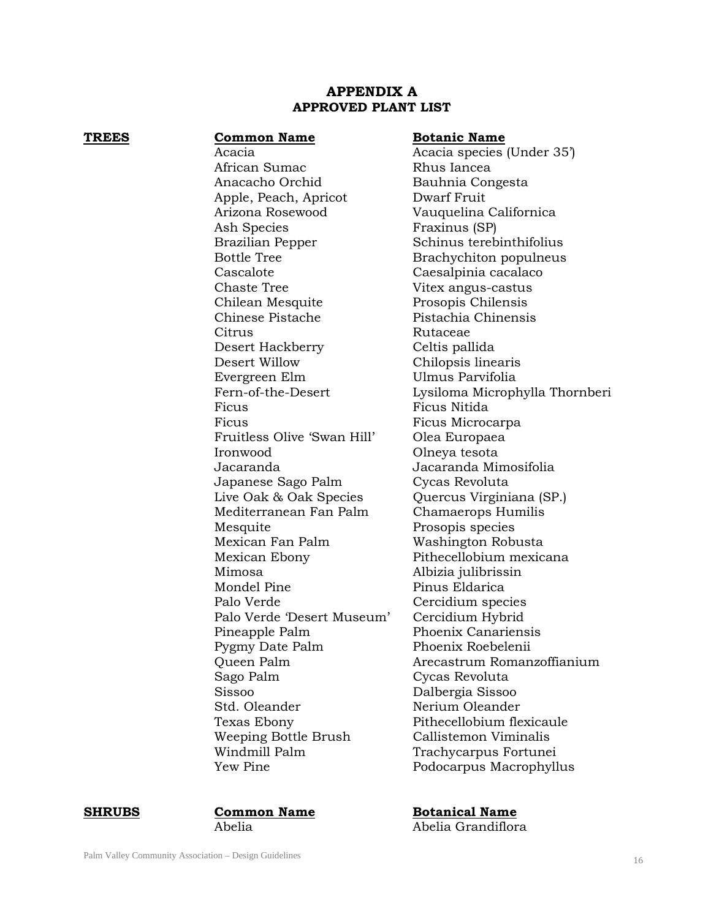# APPENDIX A
## APPROVED PLANT LIST

**TREES**

| Common Name | Botanic Name |
|---|---|
| Acacia | Acacia species (Under 35') |
| African Sumac | Rhus Iancea |
| Anacacho Orchid | Bauhnia Congesta |
| Apple, Peach, Apricot | Dwarf Fruit |
| Arizona Rosewood | Vauquelina Californica |
| Ash Species | Fraxinus (SP) |
| Brazilian Pepper | Schinus terebinthifolius |
| Bottle Tree | Brachychiton populneus |
| Cascalote | Caesalpinia cacalaco |
| Chaste Tree | Vitex angus-castus |
| Chilean Mesquite | Prosopis Chilensis |
| Chinese Pistache | Pistachia Chinensis |
| Citrus | Rutaceae |
| Desert Hackberry | Celtis pallida |
| Desert Willow | Chilopsis linearis |
| Evergreen Elm | Ulmus Parvifolia |
| Fern-of-the-Desert | Lysiloma Microphylla Thornberi |
| Ficus | Ficus Nitida |
| Ficus | Ficus Microcarpa |
| Fruitless Olive 'Swan Hill' | Olea Europaea |
| Ironwood | Olneya tesota |
| Jacaranda | Jacaranda Mimosifolia |
| Japanese Sago Palm | Cycas Revoluta |
| Live Oak & Oak Species | Quercus Virginiana (SP.) |
| Mediterranean Fan Palm | Chamaerops Humilis |
| Mesquite | Prosopis species |
| Mexican Fan Palm | Washington Robusta |
| Mexican Ebony | Pithecellobium mexicana |
| Mimosa | Albizia julibrissin |
| Mondel Pine | Pinus Eldarica |
| Palo Verde | Cercidium species |
| Palo Verde 'Desert Museum' | Cercidium Hybrid |
| Pineapple Palm | Phoenix Canariensis |
| Pygmy Date Palm | Phoenix Roebelenii |
| Queen Palm | Arecastrum Romanzoffianium |
| Sago Palm | Cycas Revoluta |
| Sissoo | Dalbergia Sissoo |
| Std. Oleander | Nerium Oleander |
| Texas Ebony | Pithecellobium flexicaule |
| Weeping Bottle Brush | Callistemon Viminalis |
| Windmill Palm | Trachycarpus Fortunei |
| Yew Pine | Podocarpus Macrophyllus |

**SHRUBS**

| Common Name | Botanical Name |
|---|---|
| Abelia | Abelia Grandiflora |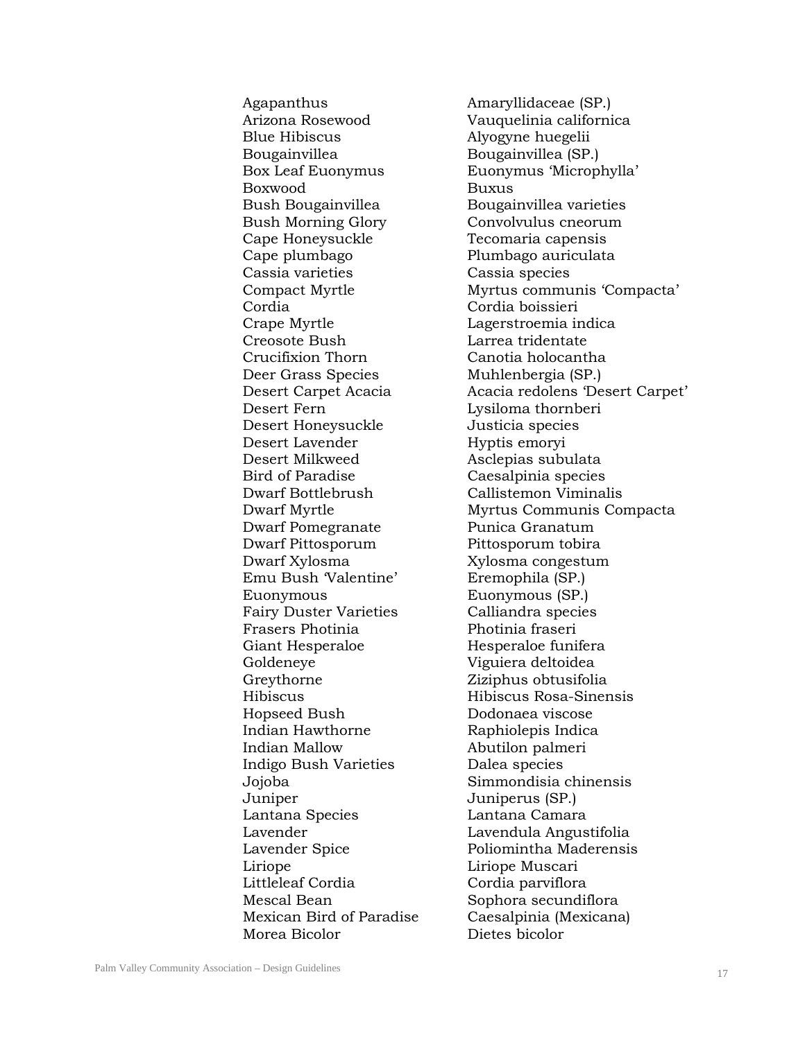| | |
|---|---|
| Agapanthus | Amaryllidaceae (SP.) |
| Arizona Rosewood | Vauquelinia californica |
| Blue Hibiscus | Alyogyne huegelii |
| Bougainvillea | Bougainvillea (SP.) |
| Box Leaf Euonymus | Euonymus 'Microphylla' |
| Boxwood | Buxus |
| Bush Bougainvillea | Bougainvillea varieties |
| Bush Morning Glory | Convolvulus cneorum |
| Cape Honeysuckle | Tecomaria capensis |
| Cape plumbago | Plumbago auriculata |
| Cassia varieties | Cassia species |
| Compact Myrtle | Myrtus communis 'Compacta' |
| Cordia | Cordia boissieri |
| Crape Myrtle | Lagerstroemia indica |
| Creosote Bush | Larrea tridentate |
| Crucifixion Thorn | Canotia holocantha |
| Deer Grass Species | Muhlenbergia (SP.) |
| Desert Carpet Acacia | Acacia redolens 'Desert Carpet' |
| Desert Fern | Lysiloma thornberi |
| Desert Honeysuckle | Justicia species |
| Desert Lavender | Hyptis emoryi |
| Desert Milkweed | Asclepias subulata |
| Bird of Paradise | Caesalpinia species |
| Dwarf Bottlebrush | Callistemon Viminalis |
| Dwarf Myrtle | Myrtus Communis Compacta |
| Dwarf Pomegranate | Punica Granatum |
| Dwarf Pittosporum | Pittosporum tobira |
| Dwarf Xylosma | Xylosma congestum |
| Emu Bush 'Valentine' | Eremophila (SP.) |
| Euonymous | Euonymous (SP.) |
| Fairy Duster Varieties | Calliandra species |
| Frasers Photinia | Photinia fraseri |
| Giant Hesperaloe | Hesperaloe funifera |
| Goldeneye | Viguiera deltoidea |
| Greythorne | Ziziphus obtusifolia |
| Hibiscus | Hibiscus Rosa-Sinensis |
| Hopseed Bush | Dodonaea viscose |
| Indian Hawthorne | Raphiolepis Indica |
| Indian Mallow | Abutilon palmeri |
| Indigo Bush Varieties | Dalea species |
| Jojoba | Simmondisia chinensis |
| Juniper | Juniperus (SP.) |
| Lantana Species | Lantana Camara |
| Lavender | Lavendula Angustifolia |
| Lavender Spice | Poliomintha Maderensis |
| Liriope | Liriope Muscari |
| Littleleaf Cordia | Cordia parviflora |
| Mescal Bean | Sophora secundiflora |
| Mexican Bird of Paradise | Caesalpinia (Mexicana) |
| Morea Bicolor | Dietes bicolor |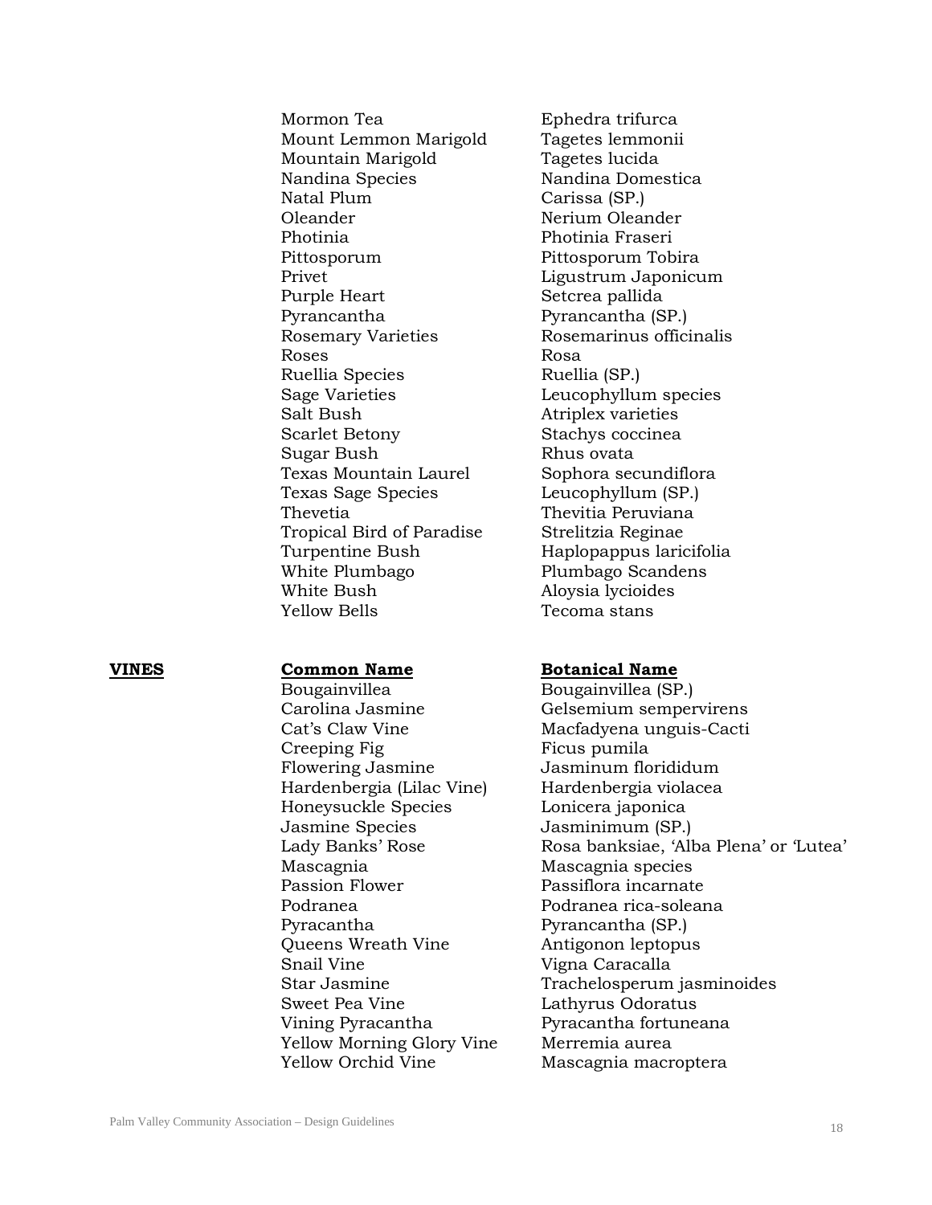| Common Name | Botanical Name |
|---|---|
| Mormon Tea | Ephedra trifurca |
| Mount Lemmon Marigold | Tagetes lemmonii |
| Mountain Marigold | Tagetes lucida |
| Nandina Species | Nandina Domestica |
| Natal Plum | Carissa (SP.) |
| Oleander | Nerium Oleander |
| Photinia | Photinia Fraseri |
| Pittosporum | Pittosporum Tobira |
| Privet | Ligustrum Japonicum |
| Purple Heart | Setcrea pallida |
| Pyrancantha | Pyrancantha (SP.) |
| Rosemary Varieties | Rosemarinus officinalis |
| Roses | Rosa |
| Ruellia Species | Ruellia (SP.) |
| Sage Varieties | Leucophyllum species |
| Salt Bush | Atriplex varieties |
| Scarlet Betony | Stachys coccinea |
| Sugar Bush | Rhus ovata |
| Texas Mountain Laurel | Sophora secundiflora |
| Texas Sage Species | Leucophyllum (SP.) |
| Thevetia | Thevitia Peruviana |
| Tropical Bird of Paradise | Strelitzia Reginae |
| Turpentine Bush | Haplopappus laricifolia |
| White Plumbago | Plumbago Scandens |
| White Bush | Aloysia lycioides |
| Yellow Bells | Tecoma stans |

**VINES**

| Common Name | Botanical Name |
|---|---|
| Bougainvillea | Bougainvillea (SP.) |
| Carolina Jasmine | Gelsemium sempervirens |
| Cat's Claw Vine | Macfadyena unguis-Cacti |
| Creeping Fig | Ficus pumila |
| Flowering Jasmine | Jasminum florididum |
| Hardenbergia (Lilac Vine) | Hardenbergia violacea |
| Honeysuckle Species | Lonicera japonica |
| Jasmine Species | Jasminimum (SP.) |
| Lady Banks' Rose | Rosa banksiae, 'Alba Plena' or 'Lutea' |
| Mascagnia | Mascagnia species |
| Passion Flower | Passiflora incarnate |
| Podranea | Podranea rica-soleana |
| Pyracantha | Pyrancantha (SP.) |
| Queens Wreath Vine | Antigonon leptopus |
| Snail Vine | Vigna Caracalla |
| Star Jasmine | Trachelosperum jasminoides |
| Sweet Pea Vine | Lathyrus Odoratus |
| Vining Pyracantha | Pyracantha fortuneana |
| Yellow Morning Glory Vine | Merremia aurea |
| Yellow Orchid Vine | Mascagnia macroptera |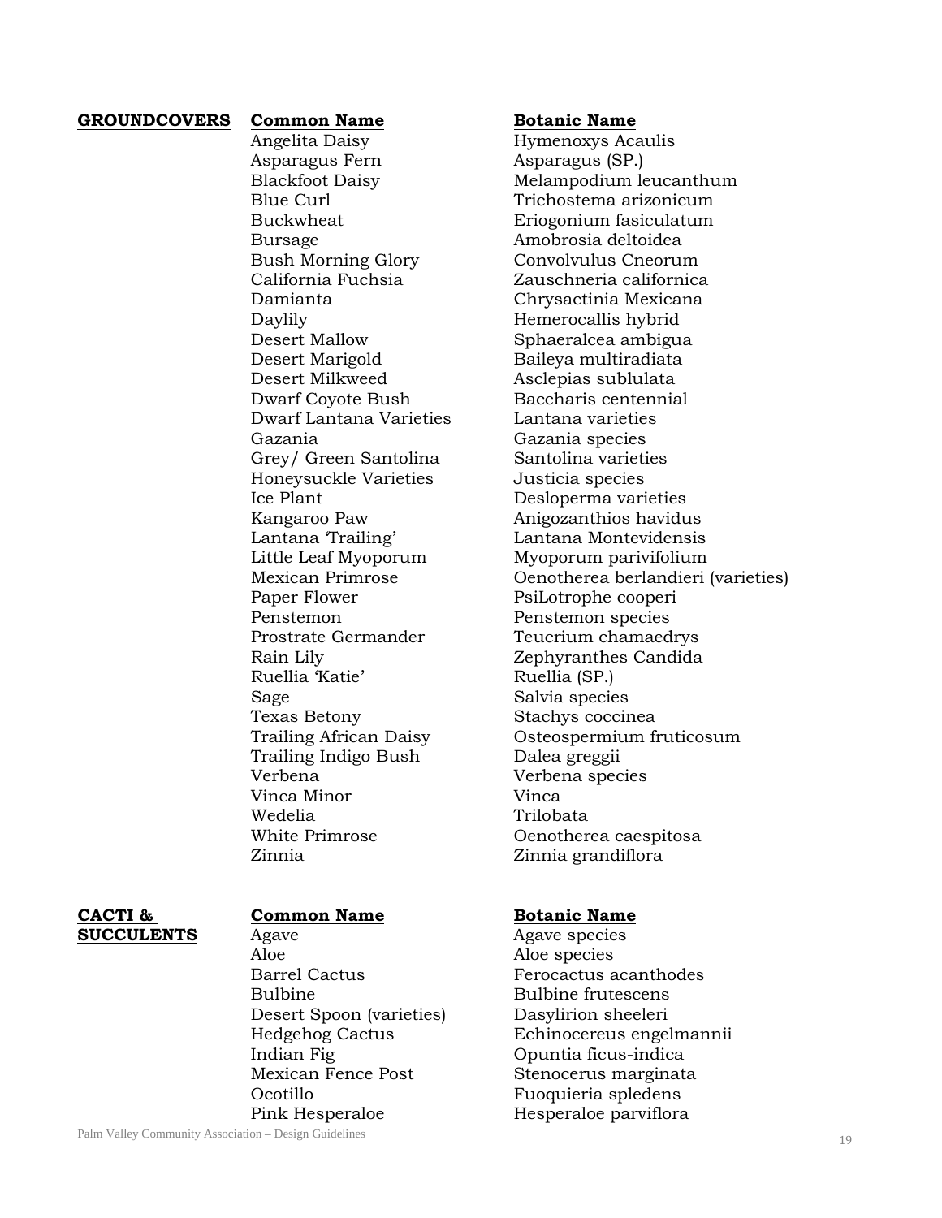| GROUNDCOVERS | Common Name | Botanic Name |
|---|---|---|
| | Angelita Daisy | Hymenoxys Acaulis |
| | Asparagus Fern | Asparagus (SP.) |
| | Blackfoot Daisy | Melampodium leucanthum |
| | Blue Curl | Trichostema arizonicum |
| | Buckwheat | Eriogonium fasiculatum |
| | Bursage | Amobrosia deltoidea |
| | Bush Morning Glory | Convolvulus Cneorum |
| | California Fuchsia | Zauschneria californica |
| | Damianta | Chrysactinia Mexicana |
| | Daylily | Hemerocallis hybrid |
| | Desert Mallow | Sphaeralcea ambigua |
| | Desert Marigold | Baileya multiradiata |
| | Desert Milkweed | Asclepias sublulata |
| | Dwarf Coyote Bush | Baccharis centennial |
| | Dwarf Lantana Varieties | Lantana varieties |
| | Gazania | Gazania species |
| | Grey/ Green Santolina | Santolina varieties |
| | Honeysuckle Varieties | Justicia species |
| | Ice Plant | Desloperma varieties |
| | Kangaroo Paw | Anigozanthios havidus |
| | Lantana 'Trailing' | Lantana Montevidensis |
| | Little Leaf Myoporum | Myoporum parivifolium |
| | Mexican Primrose | Oenotherea berlandieri (varieties) |
| | Paper Flower | PsiLotrophe cooperi |
| | Penstemon | Penstemon species |
| | Prostrate Germander | Teucrium chamaedrys |
| | Rain Lily | Zephyranthes Candida |
| | Ruellia 'Katie' | Ruellia (SP.) |
| | Sage | Salvia species |
| | Texas Betony | Stachys coccinea |
| | Trailing African Daisy | Osteospermium fruticosum |
| | Trailing Indigo Bush | Dalea greggii |
| | Verbena | Verbena species |
| | Vinca Minor | Vinca |
| | Wedelia | Trilobata |
| | White Primrose | Oenotherea caespitosa |
| | Zinnia | Zinnia grandiflora |

| CACTI & SUCCULENTS | Common Name | Botanic Name |
|---|---|---|
| | Agave | Agave species |
| | Aloe | Aloe species |
| | Barrel Cactus | Ferocactus acanthodes |
| | Bulbine | Bulbine frutescens |
| | Desert Spoon (varieties) | Dasylirion sheeleri |
| | Hedgehog Cactus | Echinocereus engelmannii |
| | Indian Fig | Opuntia ficus-indica |
| | Mexican Fence Post | Stenocerus marginata |
| | Ocotillo | Fuoquieria spledens |
| | Pink Hesperaloe | Hesperaloe parviflora |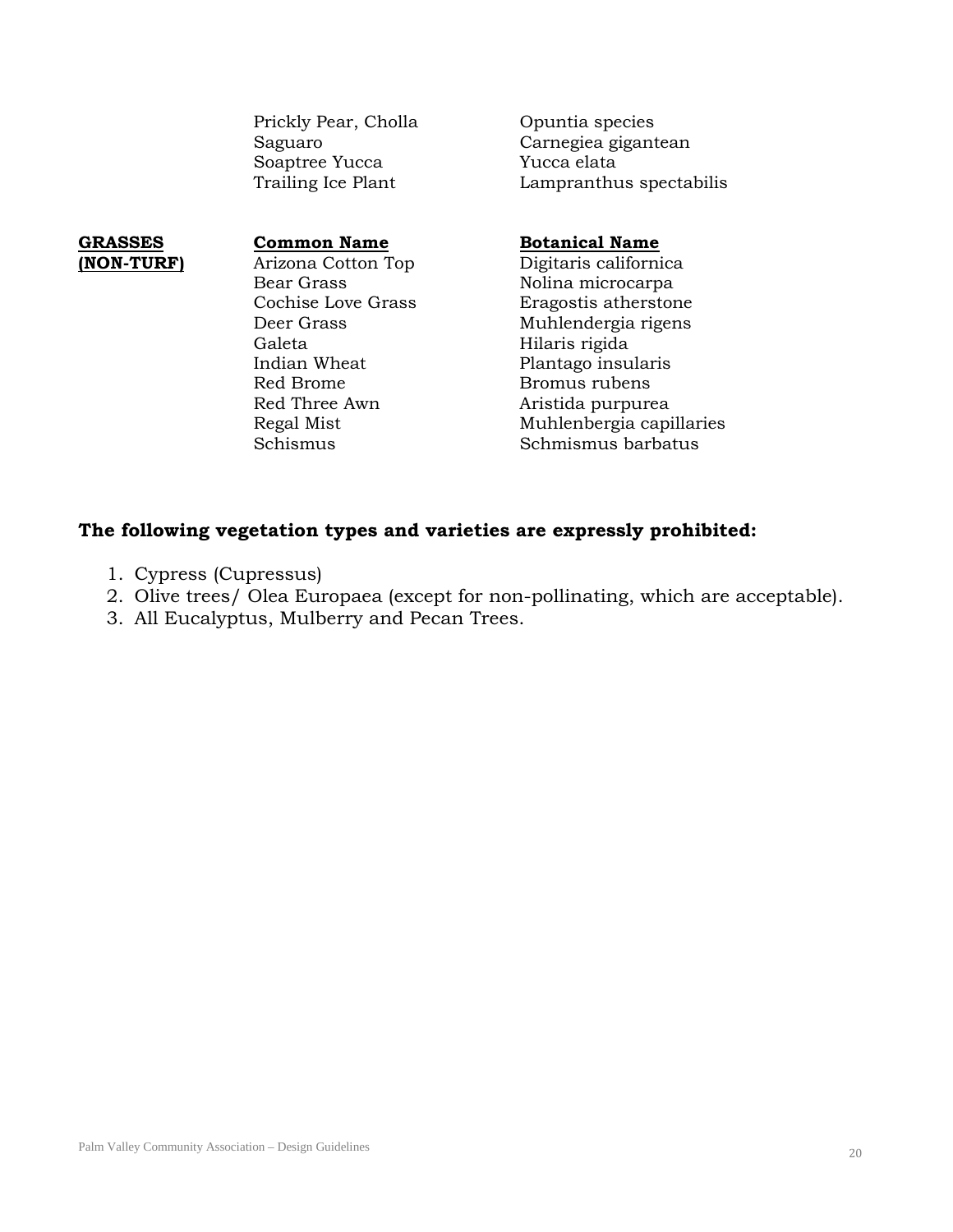| | Common Name | Botanical Name |
|---|---|---|
| | Prickly Pear, Cholla | Opuntia species |
| | Saguaro | Carnegiea gigantean |
| | Soaptree Yucca | Yucca elata |
| | Trailing Ice Plant | Lampranthus spectabilis |

| **GRASSES (NON-TURF)** | **Common Name** | **Botanical Name** |
|---|---|---|
| | Arizona Cotton Top | Digitaris californica |
| | Bear Grass | Nolina microcarpa |
| | Cochise Love Grass | Eragostis atherstone |
| | Deer Grass | Muhlendergia rigens |
| | Galeta | Hilaris rigida |
| | Indian Wheat | Plantago insularis |
| | Red Brome | Bromus rubens |
| | Red Three Awn | Aristida purpurea |
| | Regal Mist | Muhlenbergia capillaries |
| | Schismus | Schmismus barbatus |

**The following vegetation types and varieties are expressly prohibited:**

1. Cypress (Cupressus)
2. Olive trees/ Olea Europaea (except for non-pollinating, which are acceptable).
3. All Eucalyptus, Mulberry and Pecan Trees.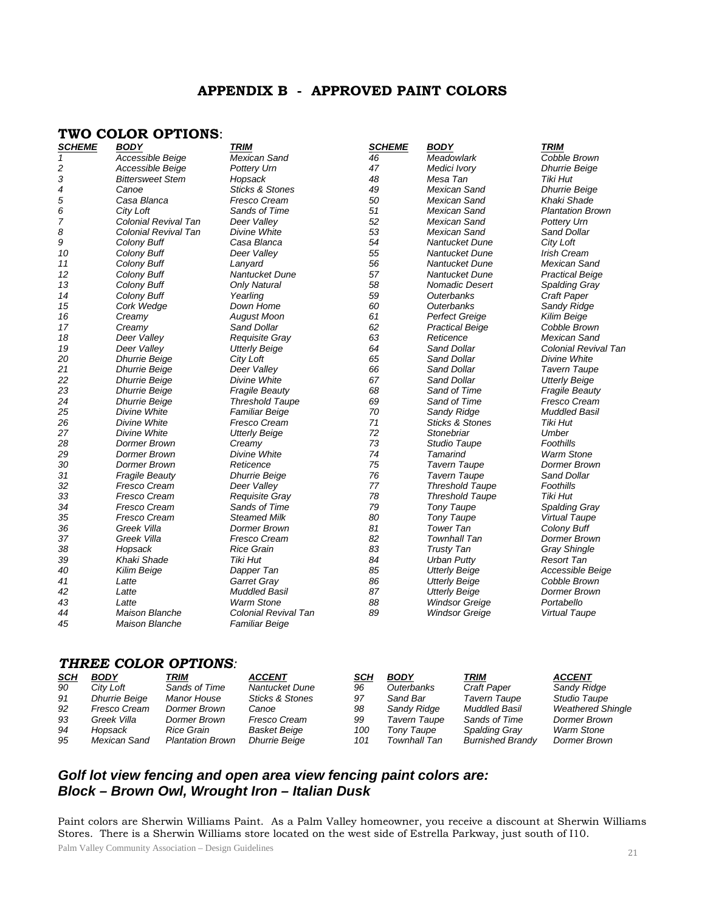# APPENDIX B - APPROVED PAINT COLORS

## TWO COLOR OPTIONS:

| SCHEME | BODY | TRIM | SCHEME | BODY | TRIM |
|---|---|---|---|---|---|
| 1 | Accessible Beige | Mexican Sand | 46 | Meadowlark | Cobble Brown |
| 2 | Accessible Beige | Pottery Urn | 47 | Medici Ivory | Dhurrie Beige |
| 3 | Bittersweet Stem | Hopsack | 48 | Mesa Tan | Tiki Hut |
| 4 | Canoe | Sticks & Stones | 49 | Mexican Sand | Dhurrie Beige |
| 5 | Casa Blanca | Fresco Cream | 50 | Mexican Sand | Khaki Shade |
| 6 | City Loft | Sands of Time | 51 | Mexican Sand | Plantation Brown |
| 7 | Colonial Revival Tan | Deer Valley | 52 | Mexican Sand | Pottery Urn |
| 8 | Colonial Revival Tan | Divine White | 53 | Mexican Sand | Sand Dollar |
| 9 | Colony Buff | Casa Blanca | 54 | Nantucket Dune | City Loft |
| 10 | Colony Buff | Deer Valley | 55 | Nantucket Dune | Irish Cream |
| 11 | Colony Buff | Lanyard | 56 | Nantucket Dune | Mexican Sand |
| 12 | Colony Buff | Nantucket Dune | 57 | Nantucket Dune | Practical Beige |
| 13 | Colony Buff | Only Natural | 58 | Nomadic Desert | Spalding Gray |
| 14 | Colony Buff | Yearling | 59 | Outerbanks | Craft Paper |
| 15 | Cork Wedge | Down Home | 60 | Outerbanks | Sandy Ridge |
| 16 | Creamy | August Moon | 61 | Perfect Greige | Kilim Beige |
| 17 | Creamy | Sand Dollar | 62 | Practical Beige | Cobble Brown |
| 18 | Deer Valley | Requisite Gray | 63 | Reticence | Mexican Sand |
| 19 | Deer Valley | Utterly Beige | 64 | Sand Dollar | Colonial Revival Tan |
| 20 | Dhurrie Beige | City Loft | 65 | Sand Dollar | Divine White |
| 21 | Dhurrie Beige | Deer Valley | 66 | Sand Dollar | Tavern Taupe |
| 22 | Dhurrie Beige | Divine White | 67 | Sand Dollar | Utterly Beige |
| 23 | Dhurrie Beige | Fragile Beauty | 68 | Sand of Time | Fragile Beauty |
| 24 | Dhurrie Beige | Threshold Taupe | 69 | Sand of Time | Fresco Cream |
| 25 | Divine White | Familiar Beige | 70 | Sandy Ridge | Muddled Basil |
| 26 | Divine White | Fresco Cream | 71 | Sticks & Stones | Tiki Hut |
| 27 | Divine White | Utterly Beige | 72 | Stonebriar | Umber |
| 28 | Dormer Brown | Creamy | 73 | Studio Taupe | Foothills |
| 29 | Dormer Brown | Divine White | 74 | Tamarind | Warm Stone |
| 30 | Dormer Brown | Reticence | 75 | Tavern Taupe | Dormer Brown |
| 31 | Fragile Beauty | Dhurrie Beige | 76 | Tavern Taupe | Sand Dollar |
| 32 | Fresco Cream | Deer Valley | 77 | Threshold Taupe | Foothills |
| 33 | Fresco Cream | Requisite Gray | 78 | Threshold Taupe | Tiki Hut |
| 34 | Fresco Cream | Sands of Time | 79 | Tony Taupe | Spalding Gray |
| 35 | Fresco Cream | Steamed Milk | 80 | Tony Taupe | Virtual Taupe |
| 36 | Greek Villa | Dormer Brown | 81 | Tower Tan | Colony Buff |
| 37 | Greek Villa | Fresco Cream | 82 | Townhall Tan | Dormer Brown |
| 38 | Hopsack | Rice Grain | 83 | Trusty Tan | Gray Shingle |
| 39 | Khaki Shade | Tiki Hut | 84 | Urban Putty | Resort Tan |
| 40 | Kilim Beige | Dapper Tan | 85 | Utterly Beige | Accessible Beige |
| 41 | Latte | Garret Gray | 86 | Utterly Beige | Cobble Brown |
| 42 | Latte | Muddled Basil | 87 | Utterly Beige | Dormer Brown |
| 43 | Latte | Warm Stone | 88 | Windsor Greige | Portabello |
| 44 | Maison Blanche | Colonial Revival Tan | 89 | Windsor Greige | Virtual Taupe |
| 45 | Maison Blanche | Familiar Beige | | | |

## THREE COLOR OPTIONS:

| SCH | BODY | TRIM | ACCENT | SCH | BODY | TRIM | ACCENT |
|---|---|---|---|---|---|---|---|
| 90 | City Loft | Sands of Time | Nantucket Dune | 96 | Outerbanks | Craft Paper | Sandy Ridge |
| 91 | Dhurrie Beige | Manor House | Sticks & Stones | 97 | Sand Bar | Tavern Taupe | Studio Taupe |
| 92 | Fresco Cream | Dormer Brown | Canoe | 98 | Sandy Ridge | Muddled Basil | Weathered Shingle |
| 93 | Greek Villa | Dormer Brown | Fresco Cream | 99 | Tavern Taupe | Sands of Time | Dormer Brown |
| 94 | Hopsack | Rice Grain | Basket Beige | 100 | Tony Taupe | Spalding Gray | Warm Stone |
| 95 | Mexican Sand | Plantation Brown | Dhurrie Beige | 101 | Townhall Tan | Burnished Brandy | Dormer Brown |

### *Golf lot view fencing and open area view fencing paint colors are: Block – Brown Owl, Wrought Iron – Italian Dusk*

Paint colors are Sherwin Williams Paint. As a Palm Valley homeowner, you receive a discount at Sherwin Williams Stores. There is a Sherwin Williams store located on the west side of Estrella Parkway, just south of I10.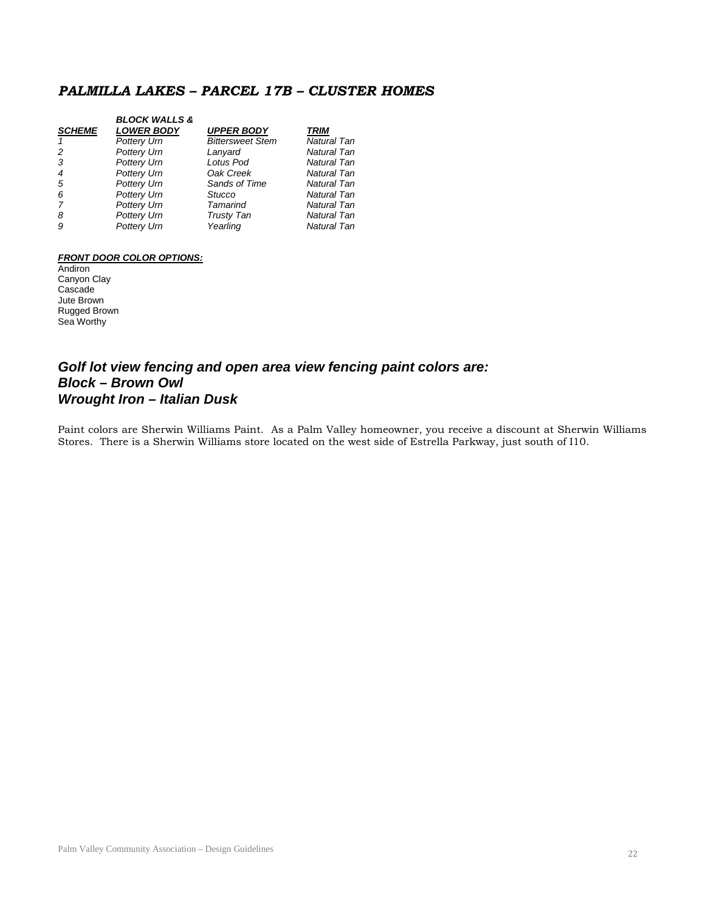## *PALMILLA LAKES – PARCEL 17B – CLUSTER HOMES*

| ***SCHEME*** | ***BLOCK WALLS & LOWER BODY*** | ***UPPER BODY*** | ***TRIM*** |
|---|---|---|---|
| *1* | *Pottery Urn* | *Bittersweet Stem* | *Natural Tan* |
| *2* | *Pottery Urn* | *Lanyard* | *Natural Tan* |
| *3* | *Pottery Urn* | *Lotus Pod* | *Natural Tan* |
| *4* | *Pottery Urn* | *Oak Creek* | *Natural Tan* |
| *5* | *Pottery Urn* | *Sands of Time* | *Natural Tan* |
| *6* | *Pottery Urn* | *Stucco* | *Natural Tan* |
| *7* | *Pottery Urn* | *Tamarind* | *Natural Tan* |
| *8* | *Pottery Urn* | *Trusty Tan* | *Natural Tan* |
| *9* | *Pottery Urn* | *Yearling* | *Natural Tan* |

***FRONT DOOR COLOR OPTIONS:***

Andiron
Canyon Clay
Cascade
Jute Brown
Rugged Brown
Sea Worthy

### *Golf lot view fencing and open area view fencing paint colors are:*
### *Block – Brown Owl*
### *Wrought Iron – Italian Dusk*

Paint colors are Sherwin Williams Paint. As a Palm Valley homeowner, you receive a discount at Sherwin Williams Stores. There is a Sherwin Williams store located on the west side of Estrella Parkway, just south of I10.